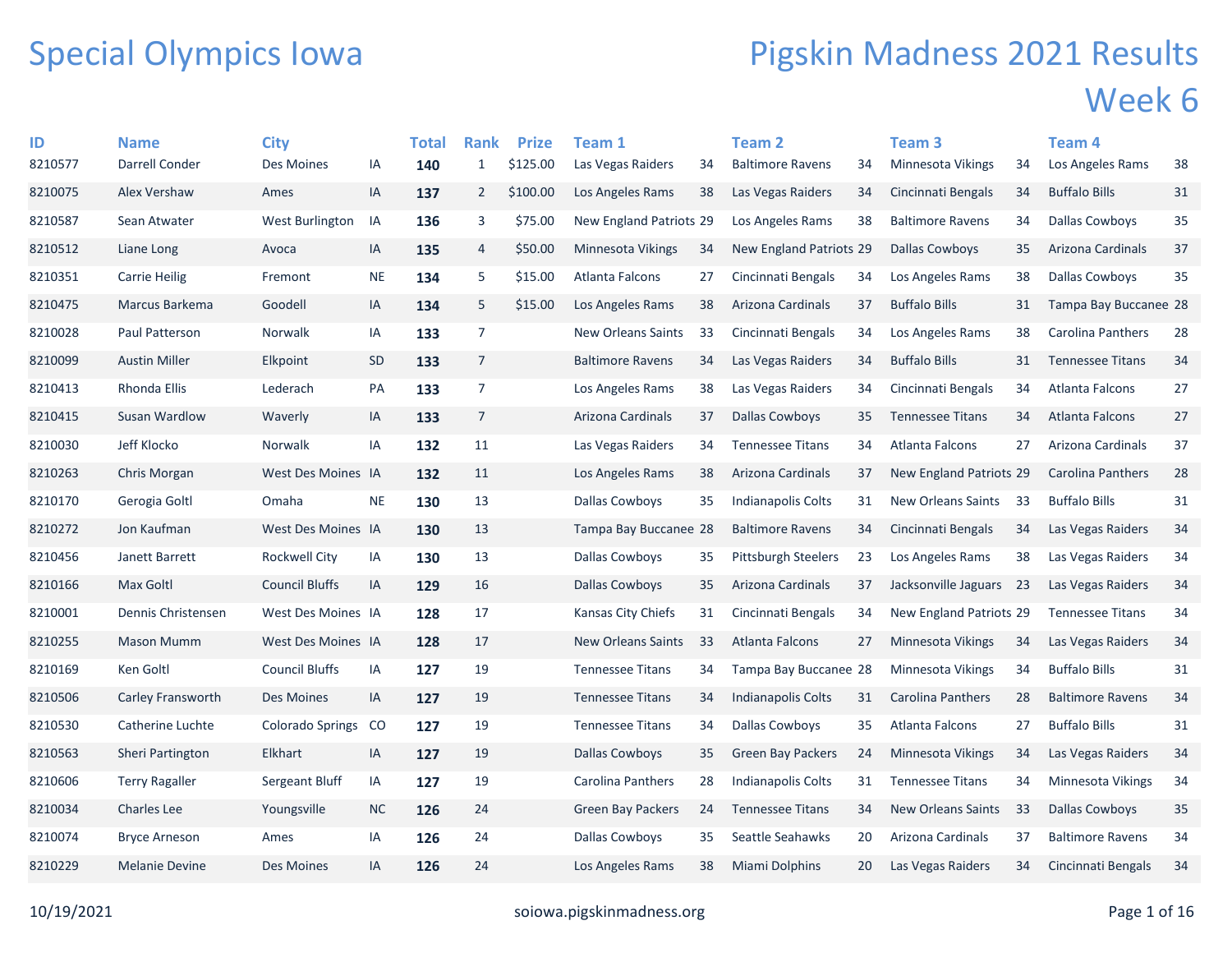# Special Olympics Iowa

# Pigskin Madness 2021 Results

## Week 6

| ID | Name | City | | Total | Rank | Prize | Team 1 | | Team 2 | | Team 3 | | Team 4 | |
|---|---|---|---|---|---|---|---|---|---|---|---|---|---|---|
| 8210577 | Darrell Conder | Des Moines | IA | **140** | 1 | $125.00 | Las Vegas Raiders | 34 | Baltimore Ravens | 34 | Minnesota Vikings | 34 | Los Angeles Rams | 38 |
| 8210075 | Alex Vershaw | Ames | IA | **137** | 2 | $100.00 | Los Angeles Rams | 38 | Las Vegas Raiders | 34 | Cincinnati Bengals | 34 | Buffalo Bills | 31 |
| 8210587 | Sean Atwater | West Burlington | IA | **136** | 3 | $75.00 | New England Patriots | 29 | Los Angeles Rams | 38 | Baltimore Ravens | 34 | Dallas Cowboys | 35 |
| 8210512 | Liane Long | Avoca | IA | **135** | 4 | $50.00 | Minnesota Vikings | 34 | New England Patriots | 29 | Dallas Cowboys | 35 | Arizona Cardinals | 37 |
| 8210351 | Carrie Heilig | Fremont | NE | **134** | 5 | $15.00 | Atlanta Falcons | 27 | Cincinnati Bengals | 34 | Los Angeles Rams | 38 | Dallas Cowboys | 35 |
| 8210475 | Marcus Barkema | Goodell | IA | **134** | 5 | $15.00 | Los Angeles Rams | 38 | Arizona Cardinals | 37 | Buffalo Bills | 31 | Tampa Bay Buccanee | 28 |
| 8210028 | Paul Patterson | Norwalk | IA | **133** | 7 | | New Orleans Saints | 33 | Cincinnati Bengals | 34 | Los Angeles Rams | 38 | Carolina Panthers | 28 |
| 8210099 | Austin Miller | Elkpoint | SD | **133** | 7 | | Baltimore Ravens | 34 | Las Vegas Raiders | 34 | Buffalo Bills | 31 | Tennessee Titans | 34 |
| 8210413 | Rhonda Ellis | Lederach | PA | **133** | 7 | | Los Angeles Rams | 38 | Las Vegas Raiders | 34 | Cincinnati Bengals | 34 | Atlanta Falcons | 27 |
| 8210415 | Susan Wardlow | Waverly | IA | **133** | 7 | | Arizona Cardinals | 37 | Dallas Cowboys | 35 | Tennessee Titans | 34 | Atlanta Falcons | 27 |
| 8210030 | Jeff Klocko | Norwalk | IA | **132** | 11 | | Las Vegas Raiders | 34 | Tennessee Titans | 34 | Atlanta Falcons | 27 | Arizona Cardinals | 37 |
| 8210263 | Chris Morgan | West Des Moines | IA | **132** | 11 | | Los Angeles Rams | 38 | Arizona Cardinals | 37 | New England Patriots | 29 | Carolina Panthers | 28 |
| 8210170 | Gerogia Goltl | Omaha | NE | **130** | 13 | | Dallas Cowboys | 35 | Indianapolis Colts | 31 | New Orleans Saints | 33 | Buffalo Bills | 31 |
| 8210272 | Jon Kaufman | West Des Moines | IA | **130** | 13 | | Tampa Bay Buccanee | 28 | Baltimore Ravens | 34 | Cincinnati Bengals | 34 | Las Vegas Raiders | 34 |
| 8210456 | Janett Barrett | Rockwell City | IA | **130** | 13 | | Dallas Cowboys | 35 | Pittsburgh Steelers | 23 | Los Angeles Rams | 38 | Las Vegas Raiders | 34 |
| 8210166 | Max Goltl | Council Bluffs | IA | **129** | 16 | | Dallas Cowboys | 35 | Arizona Cardinals | 37 | Jacksonville Jaguars | 23 | Las Vegas Raiders | 34 |
| 8210001 | Dennis Christensen | West Des Moines | IA | **128** | 17 | | Kansas City Chiefs | 31 | Cincinnati Bengals | 34 | New England Patriots | 29 | Tennessee Titans | 34 |
| 8210255 | Mason Mumm | West Des Moines | IA | **128** | 17 | | New Orleans Saints | 33 | Atlanta Falcons | 27 | Minnesota Vikings | 34 | Las Vegas Raiders | 34 |
| 8210169 | Ken Goltl | Council Bluffs | IA | **127** | 19 | | Tennessee Titans | 34 | Tampa Bay Buccanee | 28 | Minnesota Vikings | 34 | Buffalo Bills | 31 |
| 8210506 | Carley Fransworth | Des Moines | IA | **127** | 19 | | Tennessee Titans | 34 | Indianapolis Colts | 31 | Carolina Panthers | 28 | Baltimore Ravens | 34 |
| 8210530 | Catherine Luchte | Colorado Springs | CO | **127** | 19 | | Tennessee Titans | 34 | Dallas Cowboys | 35 | Atlanta Falcons | 27 | Buffalo Bills | 31 |
| 8210563 | Sheri Partington | Elkhart | IA | **127** | 19 | | Dallas Cowboys | 35 | Green Bay Packers | 24 | Minnesota Vikings | 34 | Las Vegas Raiders | 34 |
| 8210606 | Terry Ragaller | Sergeant Bluff | IA | **127** | 19 | | Carolina Panthers | 28 | Indianapolis Colts | 31 | Tennessee Titans | 34 | Minnesota Vikings | 34 |
| 8210034 | Charles Lee | Youngsville | NC | **126** | 24 | | Green Bay Packers | 24 | Tennessee Titans | 34 | New Orleans Saints | 33 | Dallas Cowboys | 35 |
| 8210074 | Bryce Arneson | Ames | IA | **126** | 24 | | Dallas Cowboys | 35 | Seattle Seahawks | 20 | Arizona Cardinals | 37 | Baltimore Ravens | 34 |
| 8210229 | Melanie Devine | Des Moines | IA | **126** | 24 | | Los Angeles Rams | 38 | Miami Dolphins | 20 | Las Vegas Raiders | 34 | Cincinnati Bengals | 34 |

10/19/2021 soiowa.pigskinmadness.org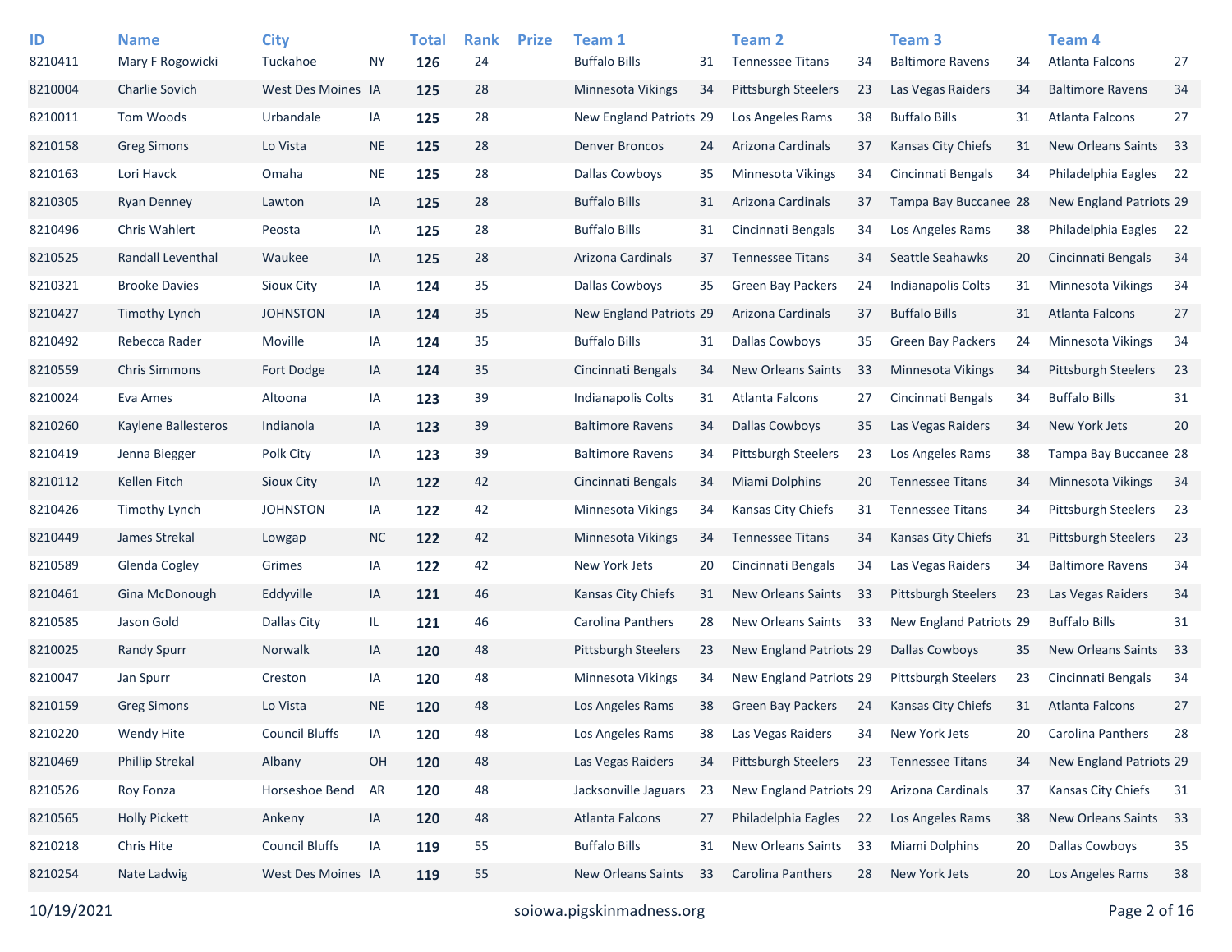| ID | Name | City | | Total | Rank | Prize | Team 1 | | Team 2 | | Team 3 | | Team 4 | |
|---|---|---|---|---|---|---|---|---|---|---|---|---|---|---|
| 8210411 | Mary F Rogowicki | Tuckahoe | NY | **126** | 24 | | Buffalo Bills | 31 | Tennessee Titans | 34 | Baltimore Ravens | 34 | Atlanta Falcons | 27 |
| 8210004 | Charlie Sovich | West Des Moines | IA | **125** | 28 | | Minnesota Vikings | 34 | Pittsburgh Steelers | 23 | Las Vegas Raiders | 34 | Baltimore Ravens | 34 |
| 8210011 | Tom Woods | Urbandale | IA | **125** | 28 | | New England Patriots | 29 | Los Angeles Rams | 38 | Buffalo Bills | 31 | Atlanta Falcons | 27 |
| 8210158 | Greg Simons | Lo Vista | NE | **125** | 28 | | Denver Broncos | 24 | Arizona Cardinals | 37 | Kansas City Chiefs | 31 | New Orleans Saints | 33 |
| 8210163 | Lori Havck | Omaha | NE | **125** | 28 | | Dallas Cowboys | 35 | Minnesota Vikings | 34 | Cincinnati Bengals | 34 | Philadelphia Eagles | 22 |
| 8210305 | Ryan Denney | Lawton | IA | **125** | 28 | | Buffalo Bills | 31 | Arizona Cardinals | 37 | Tampa Bay Buccanee | 28 | New England Patriots | 29 |
| 8210496 | Chris Wahlert | Peosta | IA | **125** | 28 | | Buffalo Bills | 31 | Cincinnati Bengals | 34 | Los Angeles Rams | 38 | Philadelphia Eagles | 22 |
| 8210525 | Randall Leventhal | Waukee | IA | **125** | 28 | | Arizona Cardinals | 37 | Tennessee Titans | 34 | Seattle Seahawks | 20 | Cincinnati Bengals | 34 |
| 8210321 | Brooke Davies | Sioux City | IA | **124** | 35 | | Dallas Cowboys | 35 | Green Bay Packers | 24 | Indianapolis Colts | 31 | Minnesota Vikings | 34 |
| 8210427 | Timothy Lynch | JOHNSTON | IA | **124** | 35 | | New England Patriots | 29 | Arizona Cardinals | 37 | Buffalo Bills | 31 | Atlanta Falcons | 27 |
| 8210492 | Rebecca Rader | Moville | IA | **124** | 35 | | Buffalo Bills | 31 | Dallas Cowboys | 35 | Green Bay Packers | 24 | Minnesota Vikings | 34 |
| 8210559 | Chris Simmons | Fort Dodge | IA | **124** | 35 | | Cincinnati Bengals | 34 | New Orleans Saints | 33 | Minnesota Vikings | 34 | Pittsburgh Steelers | 23 |
| 8210024 | Eva Ames | Altoona | IA | **123** | 39 | | Indianapolis Colts | 31 | Atlanta Falcons | 27 | Cincinnati Bengals | 34 | Buffalo Bills | 31 |
| 8210260 | Kaylene Ballesteros | Indianola | IA | **123** | 39 | | Baltimore Ravens | 34 | Dallas Cowboys | 35 | Las Vegas Raiders | 34 | New York Jets | 20 |
| 8210419 | Jenna Biegger | Polk City | IA | **123** | 39 | | Baltimore Ravens | 34 | Pittsburgh Steelers | 23 | Los Angeles Rams | 38 | Tampa Bay Buccanee | 28 |
| 8210112 | Kellen Fitch | Sioux City | IA | **122** | 42 | | Cincinnati Bengals | 34 | Miami Dolphins | 20 | Tennessee Titans | 34 | Minnesota Vikings | 34 |
| 8210426 | Timothy Lynch | JOHNSTON | IA | **122** | 42 | | Minnesota Vikings | 34 | Kansas City Chiefs | 31 | Tennessee Titans | 34 | Pittsburgh Steelers | 23 |
| 8210449 | James Strekal | Lowgap | NC | **122** | 42 | | Minnesota Vikings | 34 | Tennessee Titans | 34 | Kansas City Chiefs | 31 | Pittsburgh Steelers | 23 |
| 8210589 | Glenda Cogley | Grimes | IA | **122** | 42 | | New York Jets | 20 | Cincinnati Bengals | 34 | Las Vegas Raiders | 34 | Baltimore Ravens | 34 |
| 8210461 | Gina McDonough | Eddyville | IA | **121** | 46 | | Kansas City Chiefs | 31 | New Orleans Saints | 33 | Pittsburgh Steelers | 23 | Las Vegas Raiders | 34 |
| 8210585 | Jason Gold | Dallas City | IL | **121** | 46 | | Carolina Panthers | 28 | New Orleans Saints | 33 | New England Patriots | 29 | Buffalo Bills | 31 |
| 8210025 | Randy Spurr | Norwalk | IA | **120** | 48 | | Pittsburgh Steelers | 23 | New England Patriots | 29 | Dallas Cowboys | 35 | New Orleans Saints | 33 |
| 8210047 | Jan Spurr | Creston | IA | **120** | 48 | | Minnesota Vikings | 34 | New England Patriots | 29 | Pittsburgh Steelers | 23 | Cincinnati Bengals | 34 |
| 8210159 | Greg Simons | Lo Vista | NE | **120** | 48 | | Los Angeles Rams | 38 | Green Bay Packers | 24 | Kansas City Chiefs | 31 | Atlanta Falcons | 27 |
| 8210220 | Wendy Hite | Council Bluffs | IA | **120** | 48 | | Los Angeles Rams | 38 | Las Vegas Raiders | 34 | New York Jets | 20 | Carolina Panthers | 28 |
| 8210469 | Phillip Strekal | Albany | OH | **120** | 48 | | Las Vegas Raiders | 34 | Pittsburgh Steelers | 23 | Tennessee Titans | 34 | New England Patriots | 29 |
| 8210526 | Roy Fonza | Horseshoe Bend | AR | **120** | 48 | | Jacksonville Jaguars | 23 | New England Patriots | 29 | Arizona Cardinals | 37 | Kansas City Chiefs | 31 |
| 8210565 | Holly Pickett | Ankeny | IA | **120** | 48 | | Atlanta Falcons | 27 | Philadelphia Eagles | 22 | Los Angeles Rams | 38 | New Orleans Saints | 33 |
| 8210218 | Chris Hite | Council Bluffs | IA | **119** | 55 | | Buffalo Bills | 31 | New Orleans Saints | 33 | Miami Dolphins | 20 | Dallas Cowboys | 35 |
| 8210254 | Nate Ladwig | West Des Moines | IA | **119** | 55 | | New Orleans Saints | 33 | Carolina Panthers | 28 | New York Jets | 20 | Los Angeles Rams | 38 |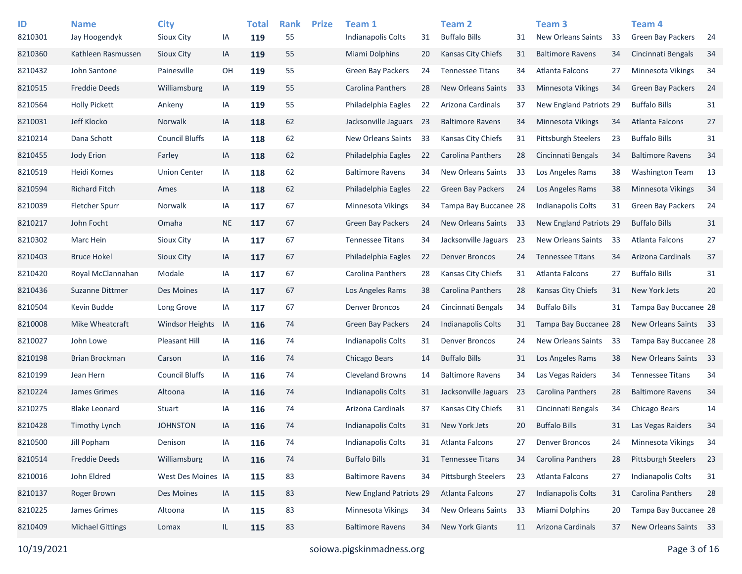| ID | Name | City | | Total | Rank | Prize | Team 1 | | Team 2 | | Team 3 | | Team 4 | |
|---|---|---|---|---|---|---|---|---|---|---|---|---|---|---|
| 8210301 | Jay Hoogendyk | Sioux City | IA | **119** | 55 | | Indianapolis Colts | 31 | Buffalo Bills | 31 | New Orleans Saints | 33 | Green Bay Packers | 24 |
| 8210360 | Kathleen Rasmussen | Sioux City | IA | **119** | 55 | | Miami Dolphins | 20 | Kansas City Chiefs | 31 | Baltimore Ravens | 34 | Cincinnati Bengals | 34 |
| 8210432 | John Santone | Painesville | OH | **119** | 55 | | Green Bay Packers | 24 | Tennessee Titans | 34 | Atlanta Falcons | 27 | Minnesota Vikings | 34 |
| 8210515 | Freddie Deeds | Williamsburg | IA | **119** | 55 | | Carolina Panthers | 28 | New Orleans Saints | 33 | Minnesota Vikings | 34 | Green Bay Packers | 24 |
| 8210564 | Holly Pickett | Ankeny | IA | **119** | 55 | | Philadelphia Eagles | 22 | Arizona Cardinals | 37 | New England Patriots | 29 | Buffalo Bills | 31 |
| 8210031 | Jeff Klocko | Norwalk | IA | **118** | 62 | | Jacksonville Jaguars | 23 | Baltimore Ravens | 34 | Minnesota Vikings | 34 | Atlanta Falcons | 27 |
| 8210214 | Dana Schott | Council Bluffs | IA | **118** | 62 | | New Orleans Saints | 33 | Kansas City Chiefs | 31 | Pittsburgh Steelers | 23 | Buffalo Bills | 31 |
| 8210455 | Jody Erion | Farley | IA | **118** | 62 | | Philadelphia Eagles | 22 | Carolina Panthers | 28 | Cincinnati Bengals | 34 | Baltimore Ravens | 34 |
| 8210519 | Heidi Komes | Union Center | IA | **118** | 62 | | Baltimore Ravens | 34 | New Orleans Saints | 33 | Los Angeles Rams | 38 | Washington Team | 13 |
| 8210594 | Richard Fitch | Ames | IA | **118** | 62 | | Philadelphia Eagles | 22 | Green Bay Packers | 24 | Los Angeles Rams | 38 | Minnesota Vikings | 34 |
| 8210039 | Fletcher Spurr | Norwalk | IA | **117** | 67 | | Minnesota Vikings | 34 | Tampa Bay Buccanee | 28 | Indianapolis Colts | 31 | Green Bay Packers | 24 |
| 8210217 | John Focht | Omaha | NE | **117** | 67 | | Green Bay Packers | 24 | New Orleans Saints | 33 | New England Patriots | 29 | Buffalo Bills | 31 |
| 8210302 | Marc Hein | Sioux City | IA | **117** | 67 | | Tennessee Titans | 34 | Jacksonville Jaguars | 23 | New Orleans Saints | 33 | Atlanta Falcons | 27 |
| 8210403 | Bruce Hokel | Sioux City | IA | **117** | 67 | | Philadelphia Eagles | 22 | Denver Broncos | 24 | Tennessee Titans | 34 | Arizona Cardinals | 37 |
| 8210420 | Royal McClannahan | Modale | IA | **117** | 67 | | Carolina Panthers | 28 | Kansas City Chiefs | 31 | Atlanta Falcons | 27 | Buffalo Bills | 31 |
| 8210436 | Suzanne Dittmer | Des Moines | IA | **117** | 67 | | Los Angeles Rams | 38 | Carolina Panthers | 28 | Kansas City Chiefs | 31 | New York Jets | 20 |
| 8210504 | Kevin Budde | Long Grove | IA | **117** | 67 | | Denver Broncos | 24 | Cincinnati Bengals | 34 | Buffalo Bills | 31 | Tampa Bay Buccanee | 28 |
| 8210008 | Mike Wheatcraft | Windsor Heights | IA | **116** | 74 | | Green Bay Packers | 24 | Indianapolis Colts | 31 | Tampa Bay Buccanee | 28 | New Orleans Saints | 33 |
| 8210027 | John Lowe | Pleasant Hill | IA | **116** | 74 | | Indianapolis Colts | 31 | Denver Broncos | 24 | New Orleans Saints | 33 | Tampa Bay Buccanee | 28 |
| 8210198 | Brian Brockman | Carson | IA | **116** | 74 | | Chicago Bears | 14 | Buffalo Bills | 31 | Los Angeles Rams | 38 | New Orleans Saints | 33 |
| 8210199 | Jean Hern | Council Bluffs | IA | **116** | 74 | | Cleveland Browns | 14 | Baltimore Ravens | 34 | Las Vegas Raiders | 34 | Tennessee Titans | 34 |
| 8210224 | James Grimes | Altoona | IA | **116** | 74 | | Indianapolis Colts | 31 | Jacksonville Jaguars | 23 | Carolina Panthers | 28 | Baltimore Ravens | 34 |
| 8210275 | Blake Leonard | Stuart | IA | **116** | 74 | | Arizona Cardinals | 37 | Kansas City Chiefs | 31 | Cincinnati Bengals | 34 | Chicago Bears | 14 |
| 8210428 | Timothy Lynch | JOHNSTON | IA | **116** | 74 | | Indianapolis Colts | 31 | New York Jets | 20 | Buffalo Bills | 31 | Las Vegas Raiders | 34 |
| 8210500 | Jill Popham | Denison | IA | **116** | 74 | | Indianapolis Colts | 31 | Atlanta Falcons | 27 | Denver Broncos | 24 | Minnesota Vikings | 34 |
| 8210514 | Freddie Deeds | Williamsburg | IA | **116** | 74 | | Buffalo Bills | 31 | Tennessee Titans | 34 | Carolina Panthers | 28 | Pittsburgh Steelers | 23 |
| 8210016 | John Eldred | West Des Moines | IA | **115** | 83 | | Baltimore Ravens | 34 | Pittsburgh Steelers | 23 | Atlanta Falcons | 27 | Indianapolis Colts | 31 |
| 8210137 | Roger Brown | Des Moines | IA | **115** | 83 | | New England Patriots | 29 | Atlanta Falcons | 27 | Indianapolis Colts | 31 | Carolina Panthers | 28 |
| 8210225 | James Grimes | Altoona | IA | **115** | 83 | | Minnesota Vikings | 34 | New Orleans Saints | 33 | Miami Dolphins | 20 | Tampa Bay Buccanee | 28 |
| 8210409 | Michael Gittings | Lomax | IL | **115** | 83 | | Baltimore Ravens | 34 | New York Giants | 11 | Arizona Cardinals | 37 | New Orleans Saints | 33 |

10/19/2021 soiowa.pigskinmadness.org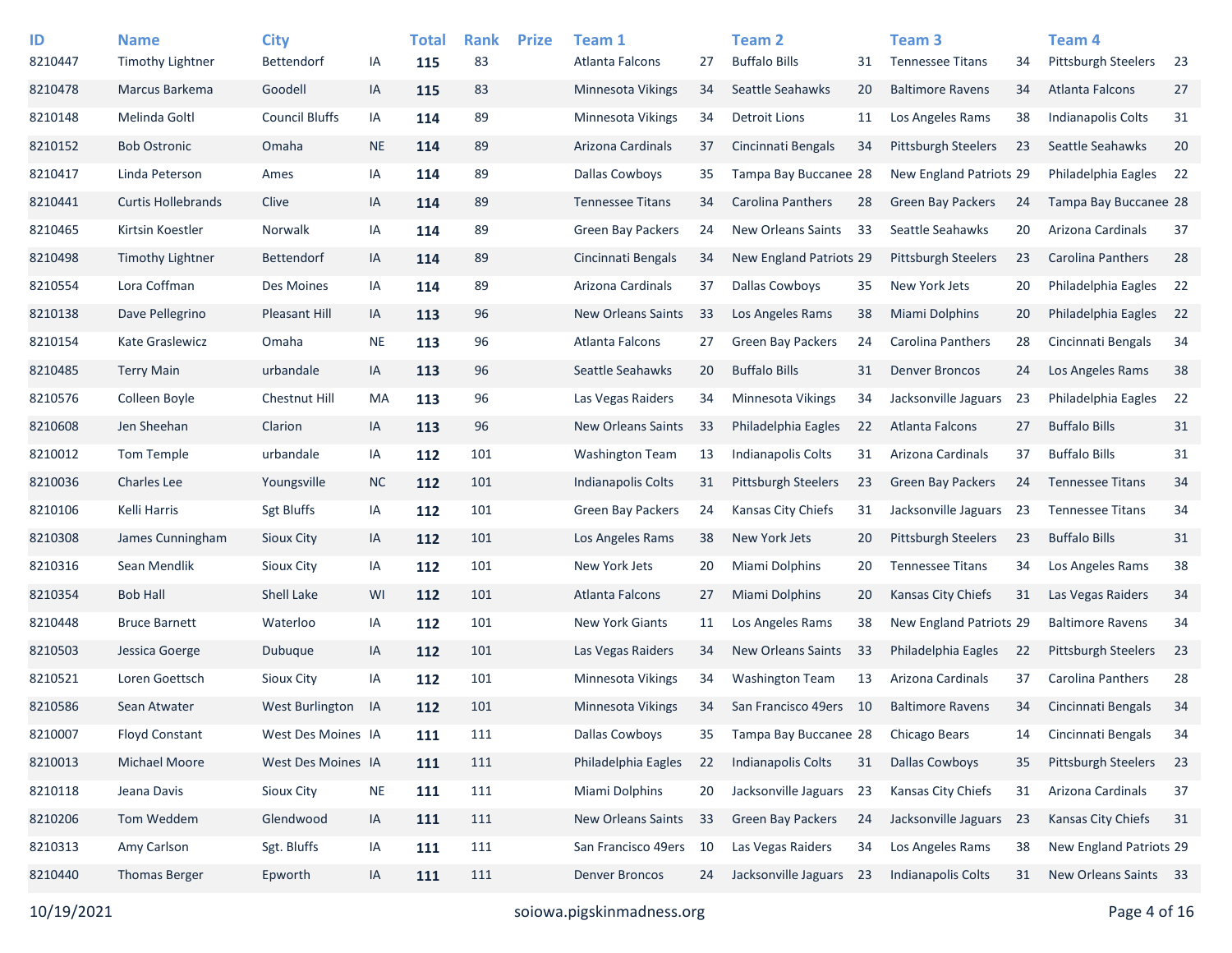| ID | Name | City | | Total | Rank | Prize | Team 1 | | Team 2 | | Team 3 | | Team 4 | |
|---|---|---|---|---|---|---|---|---|---|---|---|---|---|---|
| 8210447 | Timothy Lightner | Bettendorf | IA | **115** | 83 | | Atlanta Falcons | 27 | Buffalo Bills | 31 | Tennessee Titans | 34 | Pittsburgh Steelers | 23 |
| 8210478 | Marcus Barkema | Goodell | IA | **115** | 83 | | Minnesota Vikings | 34 | Seattle Seahawks | 20 | Baltimore Ravens | 34 | Atlanta Falcons | 27 |
| 8210148 | Melinda Goltl | Council Bluffs | IA | **114** | 89 | | Minnesota Vikings | 34 | Detroit Lions | 11 | Los Angeles Rams | 38 | Indianapolis Colts | 31 |
| 8210152 | Bob Ostronic | Omaha | NE | **114** | 89 | | Arizona Cardinals | 37 | Cincinnati Bengals | 34 | Pittsburgh Steelers | 23 | Seattle Seahawks | 20 |
| 8210417 | Linda Peterson | Ames | IA | **114** | 89 | | Dallas Cowboys | 35 | Tampa Bay Buccanee | 28 | New England Patriots | 29 | Philadelphia Eagles | 22 |
| 8210441 | Curtis Hollebrands | Clive | IA | **114** | 89 | | Tennessee Titans | 34 | Carolina Panthers | 28 | Green Bay Packers | 24 | Tampa Bay Buccanee | 28 |
| 8210465 | Kirtsin Koestler | Norwalk | IA | **114** | 89 | | Green Bay Packers | 24 | New Orleans Saints | 33 | Seattle Seahawks | 20 | Arizona Cardinals | 37 |
| 8210498 | Timothy Lightner | Bettendorf | IA | **114** | 89 | | Cincinnati Bengals | 34 | New England Patriots | 29 | Pittsburgh Steelers | 23 | Carolina Panthers | 28 |
| 8210554 | Lora Coffman | Des Moines | IA | **114** | 89 | | Arizona Cardinals | 37 | Dallas Cowboys | 35 | New York Jets | 20 | Philadelphia Eagles | 22 |
| 8210138 | Dave Pellegrino | Pleasant Hill | IA | **113** | 96 | | New Orleans Saints | 33 | Los Angeles Rams | 38 | Miami Dolphins | 20 | Philadelphia Eagles | 22 |
| 8210154 | Kate Graslewicz | Omaha | NE | **113** | 96 | | Atlanta Falcons | 27 | Green Bay Packers | 24 | Carolina Panthers | 28 | Cincinnati Bengals | 34 |
| 8210485 | Terry Main | urbandale | IA | **113** | 96 | | Seattle Seahawks | 20 | Buffalo Bills | 31 | Denver Broncos | 24 | Los Angeles Rams | 38 |
| 8210576 | Colleen Boyle | Chestnut Hill | MA | **113** | 96 | | Las Vegas Raiders | 34 | Minnesota Vikings | 34 | Jacksonville Jaguars | 23 | Philadelphia Eagles | 22 |
| 8210608 | Jen Sheehan | Clarion | IA | **113** | 96 | | New Orleans Saints | 33 | Philadelphia Eagles | 22 | Atlanta Falcons | 27 | Buffalo Bills | 31 |
| 8210012 | Tom Temple | urbandale | IA | **112** | 101 | | Washington Team | 13 | Indianapolis Colts | 31 | Arizona Cardinals | 37 | Buffalo Bills | 31 |
| 8210036 | Charles Lee | Youngsville | NC | **112** | 101 | | Indianapolis Colts | 31 | Pittsburgh Steelers | 23 | Green Bay Packers | 24 | Tennessee Titans | 34 |
| 8210106 | Kelli Harris | Sgt Bluffs | IA | **112** | 101 | | Green Bay Packers | 24 | Kansas City Chiefs | 31 | Jacksonville Jaguars | 23 | Tennessee Titans | 34 |
| 8210308 | James Cunningham | Sioux City | IA | **112** | 101 | | Los Angeles Rams | 38 | New York Jets | 20 | Pittsburgh Steelers | 23 | Buffalo Bills | 31 |
| 8210316 | Sean Mendlik | Sioux City | IA | **112** | 101 | | New York Jets | 20 | Miami Dolphins | 20 | Tennessee Titans | 34 | Los Angeles Rams | 38 |
| 8210354 | Bob Hall | Shell Lake | WI | **112** | 101 | | Atlanta Falcons | 27 | Miami Dolphins | 20 | Kansas City Chiefs | 31 | Las Vegas Raiders | 34 |
| 8210448 | Bruce Barnett | Waterloo | IA | **112** | 101 | | New York Giants | 11 | Los Angeles Rams | 38 | New England Patriots | 29 | Baltimore Ravens | 34 |
| 8210503 | Jessica Goerge | Dubuque | IA | **112** | 101 | | Las Vegas Raiders | 34 | New Orleans Saints | 33 | Philadelphia Eagles | 22 | Pittsburgh Steelers | 23 |
| 8210521 | Loren Goettsch | Sioux City | IA | **112** | 101 | | Minnesota Vikings | 34 | Washington Team | 13 | Arizona Cardinals | 37 | Carolina Panthers | 28 |
| 8210586 | Sean Atwater | West Burlington | IA | **112** | 101 | | Minnesota Vikings | 34 | San Francisco 49ers | 10 | Baltimore Ravens | 34 | Cincinnati Bengals | 34 |
| 8210007 | Floyd Constant | West Des Moines | IA | **111** | 111 | | Dallas Cowboys | 35 | Tampa Bay Buccanee | 28 | Chicago Bears | 14 | Cincinnati Bengals | 34 |
| 8210013 | Michael Moore | West Des Moines | IA | **111** | 111 | | Philadelphia Eagles | 22 | Indianapolis Colts | 31 | Dallas Cowboys | 35 | Pittsburgh Steelers | 23 |
| 8210118 | Jeana Davis | Sioux City | NE | **111** | 111 | | Miami Dolphins | 20 | Jacksonville Jaguars | 23 | Kansas City Chiefs | 31 | Arizona Cardinals | 37 |
| 8210206 | Tom Weddem | Glendwood | IA | **111** | 111 | | New Orleans Saints | 33 | Green Bay Packers | 24 | Jacksonville Jaguars | 23 | Kansas City Chiefs | 31 |
| 8210313 | Amy Carlson | Sgt. Bluffs | IA | **111** | 111 | | San Francisco 49ers | 10 | Las Vegas Raiders | 34 | Los Angeles Rams | 38 | New England Patriots | 29 |
| 8210440 | Thomas Berger | Epworth | IA | **111** | 111 | | Denver Broncos | 24 | Jacksonville Jaguars | 23 | Indianapolis Colts | 31 | New Orleans Saints | 33 |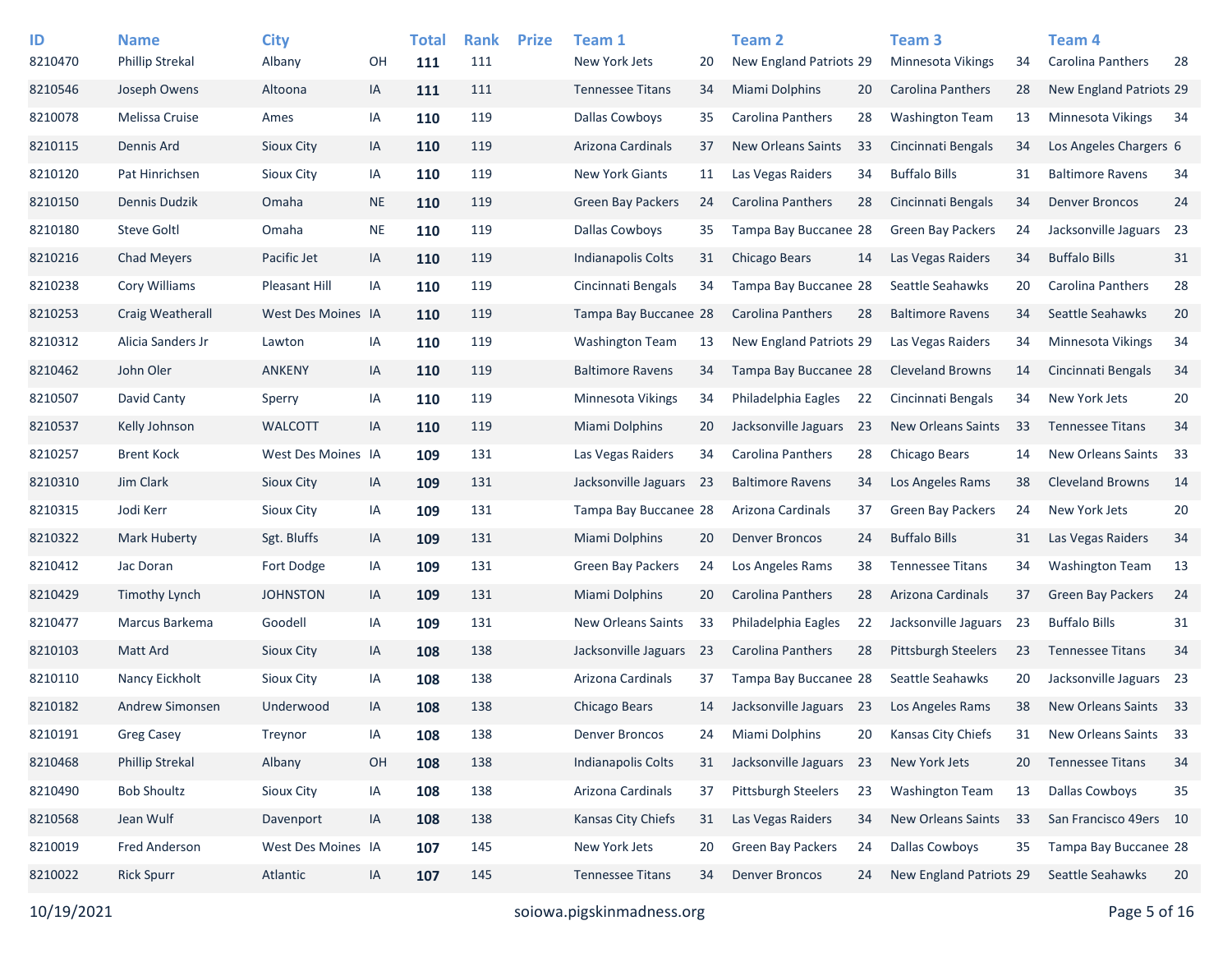| ID | Name | City | | Total | Rank | Prize | Team 1 | | Team 2 | | Team 3 | | Team 4 | |
|---|---|---|---|---|---|---|---|---|---|---|---|---|---|---|
| 8210470 | Phillip Strekal | Albany | OH | **111** | 111 | | New York Jets | 20 | New England Patriots | 29 | Minnesota Vikings | 34 | Carolina Panthers | 28 |
| 8210546 | Joseph Owens | Altoona | IA | **111** | 111 | | Tennessee Titans | 34 | Miami Dolphins | 20 | Carolina Panthers | 28 | New England Patriots | 29 |
| 8210078 | Melissa Cruise | Ames | IA | **110** | 119 | | Dallas Cowboys | 35 | Carolina Panthers | 28 | Washington Team | 13 | Minnesota Vikings | 34 |
| 8210115 | Dennis Ard | Sioux City | IA | **110** | 119 | | Arizona Cardinals | 37 | New Orleans Saints | 33 | Cincinnati Bengals | 34 | Los Angeles Chargers | 6 |
| 8210120 | Pat Hinrichsen | Sioux City | IA | **110** | 119 | | New York Giants | 11 | Las Vegas Raiders | 34 | Buffalo Bills | 31 | Baltimore Ravens | 34 |
| 8210150 | Dennis Dudzik | Omaha | NE | **110** | 119 | | Green Bay Packers | 24 | Carolina Panthers | 28 | Cincinnati Bengals | 34 | Denver Broncos | 24 |
| 8210180 | Steve Goltl | Omaha | NE | **110** | 119 | | Dallas Cowboys | 35 | Tampa Bay Buccanee | 28 | Green Bay Packers | 24 | Jacksonville Jaguars | 23 |
| 8210216 | Chad Meyers | Pacific Jet | IA | **110** | 119 | | Indianapolis Colts | 31 | Chicago Bears | 14 | Las Vegas Raiders | 34 | Buffalo Bills | 31 |
| 8210238 | Cory Williams | Pleasant Hill | IA | **110** | 119 | | Cincinnati Bengals | 34 | Tampa Bay Buccanee | 28 | Seattle Seahawks | 20 | Carolina Panthers | 28 |
| 8210253 | Craig Weatherall | West Des Moines | IA | **110** | 119 | | Tampa Bay Buccanee | 28 | Carolina Panthers | 28 | Baltimore Ravens | 34 | Seattle Seahawks | 20 |
| 8210312 | Alicia Sanders Jr | Lawton | IA | **110** | 119 | | Washington Team | 13 | New England Patriots | 29 | Las Vegas Raiders | 34 | Minnesota Vikings | 34 |
| 8210462 | John Oler | ANKENY | IA | **110** | 119 | | Baltimore Ravens | 34 | Tampa Bay Buccanee | 28 | Cleveland Browns | 14 | Cincinnati Bengals | 34 |
| 8210507 | David Canty | Sperry | IA | **110** | 119 | | Minnesota Vikings | 34 | Philadelphia Eagles | 22 | Cincinnati Bengals | 34 | New York Jets | 20 |
| 8210537 | Kelly Johnson | WALCOTT | IA | **110** | 119 | | Miami Dolphins | 20 | Jacksonville Jaguars | 23 | New Orleans Saints | 33 | Tennessee Titans | 34 |
| 8210257 | Brent Kock | West Des Moines | IA | **109** | 131 | | Las Vegas Raiders | 34 | Carolina Panthers | 28 | Chicago Bears | 14 | New Orleans Saints | 33 |
| 8210310 | Jim Clark | Sioux City | IA | **109** | 131 | | Jacksonville Jaguars | 23 | Baltimore Ravens | 34 | Los Angeles Rams | 38 | Cleveland Browns | 14 |
| 8210315 | Jodi Kerr | Sioux City | IA | **109** | 131 | | Tampa Bay Buccanee | 28 | Arizona Cardinals | 37 | Green Bay Packers | 24 | New York Jets | 20 |
| 8210322 | Mark Huberty | Sgt. Bluffs | IA | **109** | 131 | | Miami Dolphins | 20 | Denver Broncos | 24 | Buffalo Bills | 31 | Las Vegas Raiders | 34 |
| 8210412 | Jac Doran | Fort Dodge | IA | **109** | 131 | | Green Bay Packers | 24 | Los Angeles Rams | 38 | Tennessee Titans | 34 | Washington Team | 13 |
| 8210429 | Timothy Lynch | JOHNSTON | IA | **109** | 131 | | Miami Dolphins | 20 | Carolina Panthers | 28 | Arizona Cardinals | 37 | Green Bay Packers | 24 |
| 8210477 | Marcus Barkema | Goodell | IA | **109** | 131 | | New Orleans Saints | 33 | Philadelphia Eagles | 22 | Jacksonville Jaguars | 23 | Buffalo Bills | 31 |
| 8210103 | Matt Ard | Sioux City | IA | **108** | 138 | | Jacksonville Jaguars | 23 | Carolina Panthers | 28 | Pittsburgh Steelers | 23 | Tennessee Titans | 34 |
| 8210110 | Nancy Eickholt | Sioux City | IA | **108** | 138 | | Arizona Cardinals | 37 | Tampa Bay Buccanee | 28 | Seattle Seahawks | 20 | Jacksonville Jaguars | 23 |
| 8210182 | Andrew Simonsen | Underwood | IA | **108** | 138 | | Chicago Bears | 14 | Jacksonville Jaguars | 23 | Los Angeles Rams | 38 | New Orleans Saints | 33 |
| 8210191 | Greg Casey | Treynor | IA | **108** | 138 | | Denver Broncos | 24 | Miami Dolphins | 20 | Kansas City Chiefs | 31 | New Orleans Saints | 33 |
| 8210468 | Phillip Strekal | Albany | OH | **108** | 138 | | Indianapolis Colts | 31 | Jacksonville Jaguars | 23 | New York Jets | 20 | Tennessee Titans | 34 |
| 8210490 | Bob Shoultz | Sioux City | IA | **108** | 138 | | Arizona Cardinals | 37 | Pittsburgh Steelers | 23 | Washington Team | 13 | Dallas Cowboys | 35 |
| 8210568 | Jean Wulf | Davenport | IA | **108** | 138 | | Kansas City Chiefs | 31 | Las Vegas Raiders | 34 | New Orleans Saints | 33 | San Francisco 49ers | 10 |
| 8210019 | Fred Anderson | West Des Moines | IA | **107** | 145 | | New York Jets | 20 | Green Bay Packers | 24 | Dallas Cowboys | 35 | Tampa Bay Buccanee | 28 |
| 8210022 | Rick Spurr | Atlantic | IA | **107** | 145 | | Tennessee Titans | 34 | Denver Broncos | 24 | New England Patriots | 29 | Seattle Seahawks | 20 |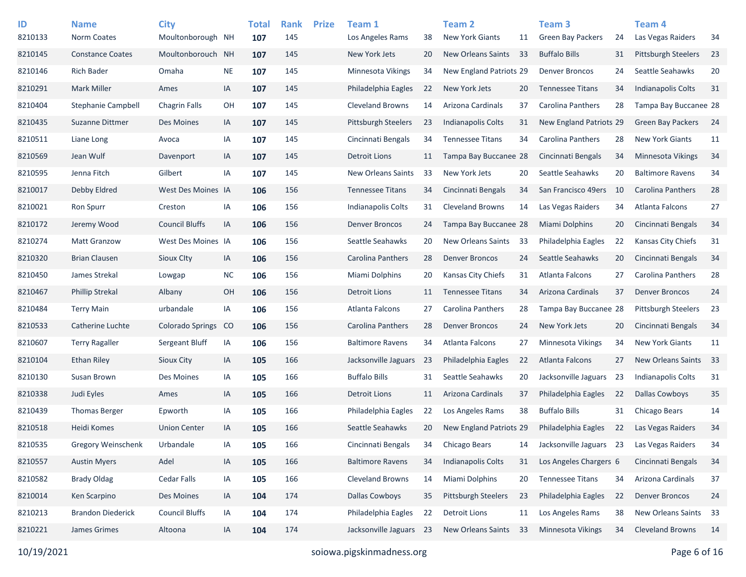| ID | Name | City | | Total | Rank | Prize | Team 1 | | Team 2 | | Team 3 | | Team 4 | |
|---|---|---|---|---|---|---|---|---|---|---|---|---|---|---|
| 8210133 | Norm Coates | Moultonborough | NH | **107** | 145 | | Los Angeles Rams | 38 | New York Giants | 11 | Green Bay Packers | 24 | Las Vegas Raiders | 34 |
| 8210145 | Constance Coates | Moultonborouch | NH | **107** | 145 | | New York Jets | 20 | New Orleans Saints | 33 | Buffalo Bills | 31 | Pittsburgh Steelers | 23 |
| 8210146 | Rich Bader | Omaha | NE | **107** | 145 | | Minnesota Vikings | 34 | New England Patriots | 29 | Denver Broncos | 24 | Seattle Seahawks | 20 |
| 8210291 | Mark Miller | Ames | IA | **107** | 145 | | Philadelphia Eagles | 22 | New York Jets | 20 | Tennessee Titans | 34 | Indianapolis Colts | 31 |
| 8210404 | Stephanie Campbell | Chagrin Falls | OH | **107** | 145 | | Cleveland Browns | 14 | Arizona Cardinals | 37 | Carolina Panthers | 28 | Tampa Bay Buccanee | 28 |
| 8210435 | Suzanne Dittmer | Des Moines | IA | **107** | 145 | | Pittsburgh Steelers | 23 | Indianapolis Colts | 31 | New England Patriots | 29 | Green Bay Packers | 24 |
| 8210511 | Liane Long | Avoca | IA | **107** | 145 | | Cincinnati Bengals | 34 | Tennessee Titans | 34 | Carolina Panthers | 28 | New York Giants | 11 |
| 8210569 | Jean Wulf | Davenport | IA | **107** | 145 | | Detroit Lions | 11 | Tampa Bay Buccanee | 28 | Cincinnati Bengals | 34 | Minnesota Vikings | 34 |
| 8210595 | Jenna Fitch | Gilbert | IA | **107** | 145 | | New Orleans Saints | 33 | New York Jets | 20 | Seattle Seahawks | 20 | Baltimore Ravens | 34 |
| 8210017 | Debby Eldred | West Des Moines | IA | **106** | 156 | | Tennessee Titans | 34 | Cincinnati Bengals | 34 | San Francisco 49ers | 10 | Carolina Panthers | 28 |
| 8210021 | Ron Spurr | Creston | IA | **106** | 156 | | Indianapolis Colts | 31 | Cleveland Browns | 14 | Las Vegas Raiders | 34 | Atlanta Falcons | 27 |
| 8210172 | Jeremy Wood | Council Bluffs | IA | **106** | 156 | | Denver Broncos | 24 | Tampa Bay Buccanee | 28 | Miami Dolphins | 20 | Cincinnati Bengals | 34 |
| 8210274 | Matt Granzow | West Des Moines | IA | **106** | 156 | | Seattle Seahawks | 20 | New Orleans Saints | 33 | Philadelphia Eagles | 22 | Kansas City Chiefs | 31 |
| 8210320 | Brian Clausen | Sioux CIty | IA | **106** | 156 | | Carolina Panthers | 28 | Denver Broncos | 24 | Seattle Seahawks | 20 | Cincinnati Bengals | 34 |
| 8210450 | James Strekal | Lowgap | NC | **106** | 156 | | Miami Dolphins | 20 | Kansas City Chiefs | 31 | Atlanta Falcons | 27 | Carolina Panthers | 28 |
| 8210467 | Phillip Strekal | Albany | OH | **106** | 156 | | Detroit Lions | 11 | Tennessee Titans | 34 | Arizona Cardinals | 37 | Denver Broncos | 24 |
| 8210484 | Terry Main | urbandale | IA | **106** | 156 | | Atlanta Falcons | 27 | Carolina Panthers | 28 | Tampa Bay Buccanee | 28 | Pittsburgh Steelers | 23 |
| 8210533 | Catherine Luchte | Colorado Springs | CO | **106** | 156 | | Carolina Panthers | 28 | Denver Broncos | 24 | New York Jets | 20 | Cincinnati Bengals | 34 |
| 8210607 | Terry Ragaller | Sergeant Bluff | IA | **106** | 156 | | Baltimore Ravens | 34 | Atlanta Falcons | 27 | Minnesota Vikings | 34 | New York Giants | 11 |
| 8210104 | Ethan Riley | Sioux City | IA | **105** | 166 | | Jacksonville Jaguars | 23 | Philadelphia Eagles | 22 | Atlanta Falcons | 27 | New Orleans Saints | 33 |
| 8210130 | Susan Brown | Des Moines | IA | **105** | 166 | | Buffalo Bills | 31 | Seattle Seahawks | 20 | Jacksonville Jaguars | 23 | Indianapolis Colts | 31 |
| 8210338 | Judi Eyles | Ames | IA | **105** | 166 | | Detroit Lions | 11 | Arizona Cardinals | 37 | Philadelphia Eagles | 22 | Dallas Cowboys | 35 |
| 8210439 | Thomas Berger | Epworth | IA | **105** | 166 | | Philadelphia Eagles | 22 | Los Angeles Rams | 38 | Buffalo Bills | 31 | Chicago Bears | 14 |
| 8210518 | Heidi Komes | Union Center | IA | **105** | 166 | | Seattle Seahawks | 20 | New England Patriots | 29 | Philadelphia Eagles | 22 | Las Vegas Raiders | 34 |
| 8210535 | Gregory Weinschenk | Urbandale | IA | **105** | 166 | | Cincinnati Bengals | 34 | Chicago Bears | 14 | Jacksonville Jaguars | 23 | Las Vegas Raiders | 34 |
| 8210557 | Austin Myers | Adel | IA | **105** | 166 | | Baltimore Ravens | 34 | Indianapolis Colts | 31 | Los Angeles Chargers | 6 | Cincinnati Bengals | 34 |
| 8210582 | Brady Oldag | Cedar Falls | IA | **105** | 166 | | Cleveland Browns | 14 | Miami Dolphins | 20 | Tennessee Titans | 34 | Arizona Cardinals | 37 |
| 8210014 | Ken Scarpino | Des Moines | IA | **104** | 174 | | Dallas Cowboys | 35 | Pittsburgh Steelers | 23 | Philadelphia Eagles | 22 | Denver Broncos | 24 |
| 8210213 | Brandon Diederick | Council Bluffs | IA | **104** | 174 | | Philadelphia Eagles | 22 | Detroit Lions | 11 | Los Angeles Rams | 38 | New Orleans Saints | 33 |
| 8210221 | James Grimes | Altoona | IA | **104** | 174 | | Jacksonville Jaguars | 23 | New Orleans Saints | 33 | Minnesota Vikings | 34 | Cleveland Browns | 14 |

10/19/2021 soiowa.pigskinmadness.org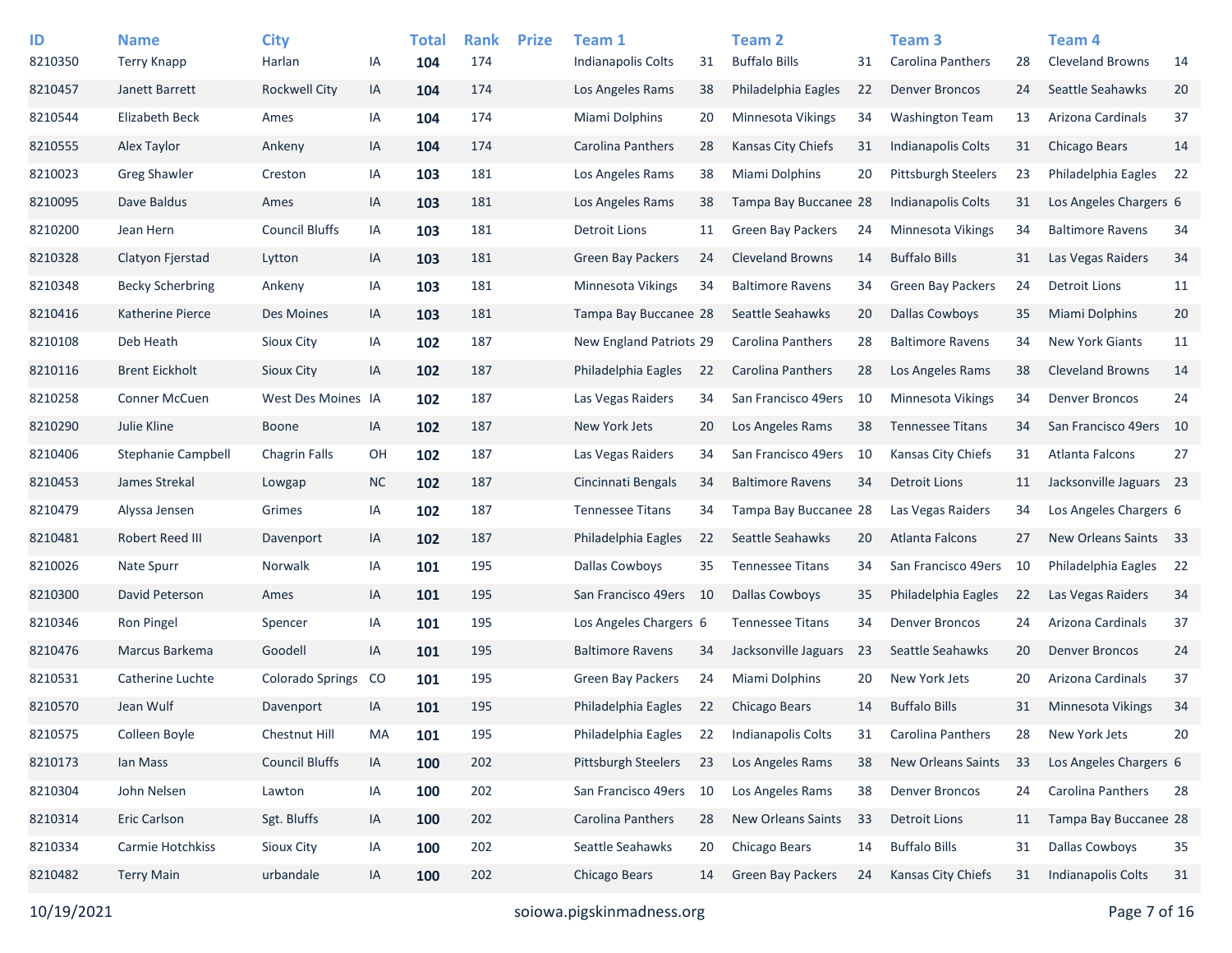| ID | Name | City | | Total | Rank | Prize | Team 1 | | Team 2 | | Team 3 | | Team 4 | |
|---|---|---|---|---|---|---|---|---|---|---|---|---|---|---|
| 8210350 | Terry Knapp | Harlan | IA | **104** | 174 | | Indianapolis Colts | 31 | Buffalo Bills | 31 | Carolina Panthers | 28 | Cleveland Browns | 14 |
| 8210457 | Janett Barrett | Rockwell City | IA | **104** | 174 | | Los Angeles Rams | 38 | Philadelphia Eagles | 22 | Denver Broncos | 24 | Seattle Seahawks | 20 |
| 8210544 | Elizabeth Beck | Ames | IA | **104** | 174 | | Miami Dolphins | 20 | Minnesota Vikings | 34 | Washington Team | 13 | Arizona Cardinals | 37 |
| 8210555 | Alex Taylor | Ankeny | IA | **104** | 174 | | Carolina Panthers | 28 | Kansas City Chiefs | 31 | Indianapolis Colts | 31 | Chicago Bears | 14 |
| 8210023 | Greg Shawler | Creston | IA | **103** | 181 | | Los Angeles Rams | 38 | Miami Dolphins | 20 | Pittsburgh Steelers | 23 | Philadelphia Eagles | 22 |
| 8210095 | Dave Baldus | Ames | IA | **103** | 181 | | Los Angeles Rams | 38 | Tampa Bay Buccanee | 28 | Indianapolis Colts | 31 | Los Angeles Chargers | 6 |
| 8210200 | Jean Hern | Council Bluffs | IA | **103** | 181 | | Detroit Lions | 11 | Green Bay Packers | 24 | Minnesota Vikings | 34 | Baltimore Ravens | 34 |
| 8210328 | Clatyon Fjerstad | Lytton | IA | **103** | 181 | | Green Bay Packers | 24 | Cleveland Browns | 14 | Buffalo Bills | 31 | Las Vegas Raiders | 34 |
| 8210348 | Becky Scherbring | Ankeny | IA | **103** | 181 | | Minnesota Vikings | 34 | Baltimore Ravens | 34 | Green Bay Packers | 24 | Detroit Lions | 11 |
| 8210416 | Katherine Pierce | Des Moines | IA | **103** | 181 | | Tampa Bay Buccanee | 28 | Seattle Seahawks | 20 | Dallas Cowboys | 35 | Miami Dolphins | 20 |
| 8210108 | Deb Heath | Sioux City | IA | **102** | 187 | | New England Patriots | 29 | Carolina Panthers | 28 | Baltimore Ravens | 34 | New York Giants | 11 |
| 8210116 | Brent Eickholt | Sioux City | IA | **102** | 187 | | Philadelphia Eagles | 22 | Carolina Panthers | 28 | Los Angeles Rams | 38 | Cleveland Browns | 14 |
| 8210258 | Conner McCuen | West Des Moines | IA | **102** | 187 | | Las Vegas Raiders | 34 | San Francisco 49ers | 10 | Minnesota Vikings | 34 | Denver Broncos | 24 |
| 8210290 | Julie Kline | Boone | IA | **102** | 187 | | New York Jets | 20 | Los Angeles Rams | 38 | Tennessee Titans | 34 | San Francisco 49ers | 10 |
| 8210406 | Stephanie Campbell | Chagrin Falls | OH | **102** | 187 | | Las Vegas Raiders | 34 | San Francisco 49ers | 10 | Kansas City Chiefs | 31 | Atlanta Falcons | 27 |
| 8210453 | James Strekal | Lowgap | NC | **102** | 187 | | Cincinnati Bengals | 34 | Baltimore Ravens | 34 | Detroit Lions | 11 | Jacksonville Jaguars | 23 |
| 8210479 | Alyssa Jensen | Grimes | IA | **102** | 187 | | Tennessee Titans | 34 | Tampa Bay Buccanee | 28 | Las Vegas Raiders | 34 | Los Angeles Chargers | 6 |
| 8210481 | Robert Reed III | Davenport | IA | **102** | 187 | | Philadelphia Eagles | 22 | Seattle Seahawks | 20 | Atlanta Falcons | 27 | New Orleans Saints | 33 |
| 8210026 | Nate Spurr | Norwalk | IA | **101** | 195 | | Dallas Cowboys | 35 | Tennessee Titans | 34 | San Francisco 49ers | 10 | Philadelphia Eagles | 22 |
| 8210300 | David Peterson | Ames | IA | **101** | 195 | | San Francisco 49ers | 10 | Dallas Cowboys | 35 | Philadelphia Eagles | 22 | Las Vegas Raiders | 34 |
| 8210346 | Ron Pingel | Spencer | IA | **101** | 195 | | Los Angeles Chargers | 6 | Tennessee Titans | 34 | Denver Broncos | 24 | Arizona Cardinals | 37 |
| 8210476 | Marcus Barkema | Goodell | IA | **101** | 195 | | Baltimore Ravens | 34 | Jacksonville Jaguars | 23 | Seattle Seahawks | 20 | Denver Broncos | 24 |
| 8210531 | Catherine Luchte | Colorado Springs | CO | **101** | 195 | | Green Bay Packers | 24 | Miami Dolphins | 20 | New York Jets | 20 | Arizona Cardinals | 37 |
| 8210570 | Jean Wulf | Davenport | IA | **101** | 195 | | Philadelphia Eagles | 22 | Chicago Bears | 14 | Buffalo Bills | 31 | Minnesota Vikings | 34 |
| 8210575 | Colleen Boyle | Chestnut Hill | MA | **101** | 195 | | Philadelphia Eagles | 22 | Indianapolis Colts | 31 | Carolina Panthers | 28 | New York Jets | 20 |
| 8210173 | Ian Mass | Council Bluffs | IA | **100** | 202 | | Pittsburgh Steelers | 23 | Los Angeles Rams | 38 | New Orleans Saints | 33 | Los Angeles Chargers | 6 |
| 8210304 | John Nelsen | Lawton | IA | **100** | 202 | | San Francisco 49ers | 10 | Los Angeles Rams | 38 | Denver Broncos | 24 | Carolina Panthers | 28 |
| 8210314 | Eric Carlson | Sgt. Bluffs | IA | **100** | 202 | | Carolina Panthers | 28 | New Orleans Saints | 33 | Detroit Lions | 11 | Tampa Bay Buccanee | 28 |
| 8210334 | Carmie Hotchkiss | Sioux City | IA | **100** | 202 | | Seattle Seahawks | 20 | Chicago Bears | 14 | Buffalo Bills | 31 | Dallas Cowboys | 35 |
| 8210482 | Terry Main | urbandale | IA | **100** | 202 | | Chicago Bears | 14 | Green Bay Packers | 24 | Kansas City Chiefs | 31 | Indianapolis Colts | 31 |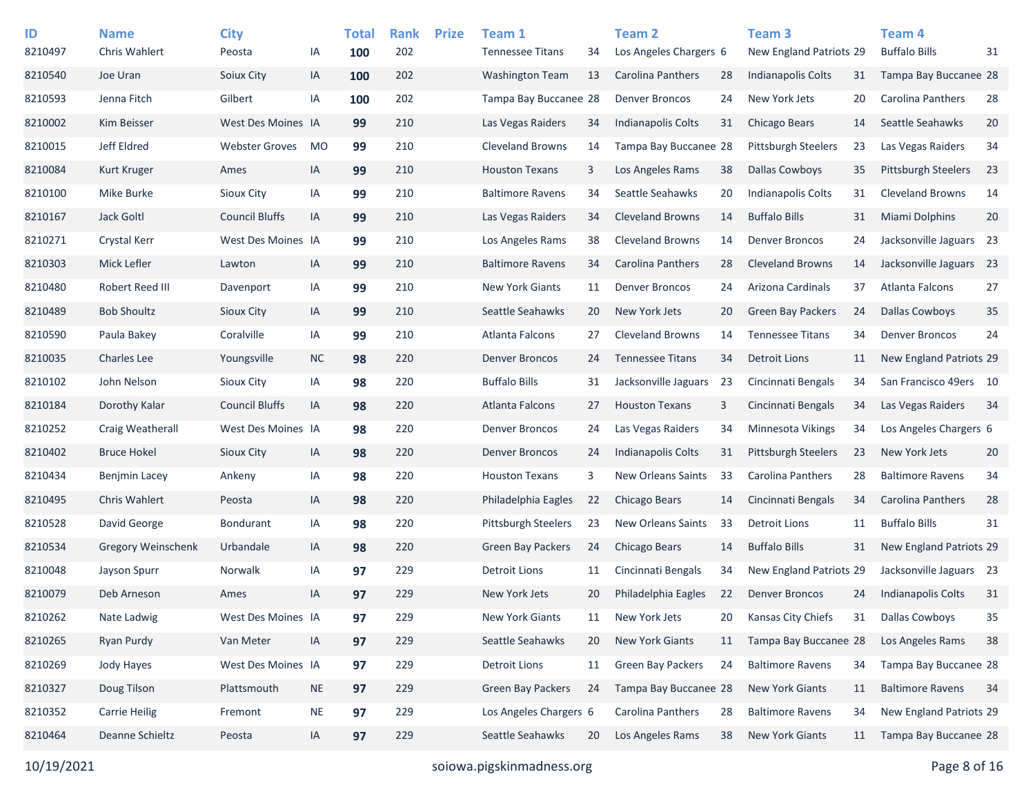| ID | Name | City | | Total | Rank | Prize | Team 1 | | Team 2 | | Team 3 | | Team 4 | |
|---|---|---|---|---|---|---|---|---|---|---|---|---|---|---|
| 8210497 | Chris Wahlert | Peosta | IA | **100** | 202 | | Tennessee Titans | 34 | Los Angeles Chargers | 6 | New England Patriots | 29 | Buffalo Bills | 31 |
| 8210540 | Joe Uran | Soiux City | IA | **100** | 202 | | Washington Team | 13 | Carolina Panthers | 28 | Indianapolis Colts | 31 | Tampa Bay Buccanee | 28 |
| 8210593 | Jenna Fitch | Gilbert | IA | **100** | 202 | | Tampa Bay Buccanee | 28 | Denver Broncos | 24 | New York Jets | 20 | Carolina Panthers | 28 |
| 8210002 | Kim Beisser | West Des Moines | IA | **99** | 210 | | Las Vegas Raiders | 34 | Indianapolis Colts | 31 | Chicago Bears | 14 | Seattle Seahawks | 20 |
| 8210015 | Jeff Eldred | Webster Groves | MO | **99** | 210 | | Cleveland Browns | 14 | Tampa Bay Buccanee | 28 | Pittsburgh Steelers | 23 | Las Vegas Raiders | 34 |
| 8210084 | Kurt Kruger | Ames | IA | **99** | 210 | | Houston Texans | 3 | Los Angeles Rams | 38 | Dallas Cowboys | 35 | Pittsburgh Steelers | 23 |
| 8210100 | Mike Burke | Sioux City | IA | **99** | 210 | | Baltimore Ravens | 34 | Seattle Seahawks | 20 | Indianapolis Colts | 31 | Cleveland Browns | 14 |
| 8210167 | Jack Goltl | Council Bluffs | IA | **99** | 210 | | Las Vegas Raiders | 34 | Cleveland Browns | 14 | Buffalo Bills | 31 | Miami Dolphins | 20 |
| 8210271 | Crystal Kerr | West Des Moines | IA | **99** | 210 | | Los Angeles Rams | 38 | Cleveland Browns | 14 | Denver Broncos | 24 | Jacksonville Jaguars | 23 |
| 8210303 | Mick Lefler | Lawton | IA | **99** | 210 | | Baltimore Ravens | 34 | Carolina Panthers | 28 | Cleveland Browns | 14 | Jacksonville Jaguars | 23 |
| 8210480 | Robert Reed III | Davenport | IA | **99** | 210 | | New York Giants | 11 | Denver Broncos | 24 | Arizona Cardinals | 37 | Atlanta Falcons | 27 |
| 8210489 | Bob Shoultz | Sioux City | IA | **99** | 210 | | Seattle Seahawks | 20 | New York Jets | 20 | Green Bay Packers | 24 | Dallas Cowboys | 35 |
| 8210590 | Paula Bakey | Coralville | IA | **99** | 210 | | Atlanta Falcons | 27 | Cleveland Browns | 14 | Tennessee Titans | 34 | Denver Broncos | 24 |
| 8210035 | Charles Lee | Youngsville | NC | **98** | 220 | | Denver Broncos | 24 | Tennessee Titans | 34 | Detroit Lions | 11 | New England Patriots | 29 |
| 8210102 | John Nelson | Sioux City | IA | **98** | 220 | | Buffalo Bills | 31 | Jacksonville Jaguars | 23 | Cincinnati Bengals | 34 | San Francisco 49ers | 10 |
| 8210184 | Dorothy Kalar | Council Bluffs | IA | **98** | 220 | | Atlanta Falcons | 27 | Houston Texans | 3 | Cincinnati Bengals | 34 | Las Vegas Raiders | 34 |
| 8210252 | Craig Weatherall | West Des Moines | IA | **98** | 220 | | Denver Broncos | 24 | Las Vegas Raiders | 34 | Minnesota Vikings | 34 | Los Angeles Chargers | 6 |
| 8210402 | Bruce Hokel | Sioux City | IA | **98** | 220 | | Denver Broncos | 24 | Indianapolis Colts | 31 | Pittsburgh Steelers | 23 | New York Jets | 20 |
| 8210434 | Benjmin Lacey | Ankeny | IA | **98** | 220 | | Houston Texans | 3 | New Orleans Saints | 33 | Carolina Panthers | 28 | Baltimore Ravens | 34 |
| 8210495 | Chris Wahlert | Peosta | IA | **98** | 220 | | Philadelphia Eagles | 22 | Chicago Bears | 14 | Cincinnati Bengals | 34 | Carolina Panthers | 28 |
| 8210528 | David George | Bondurant | IA | **98** | 220 | | Pittsburgh Steelers | 23 | New Orleans Saints | 33 | Detroit Lions | 11 | Buffalo Bills | 31 |
| 8210534 | Gregory Weinschenk | Urbandale | IA | **98** | 220 | | Green Bay Packers | 24 | Chicago Bears | 14 | Buffalo Bills | 31 | New England Patriots | 29 |
| 8210048 | Jayson Spurr | Norwalk | IA | **97** | 229 | | Detroit Lions | 11 | Cincinnati Bengals | 34 | New England Patriots | 29 | Jacksonville Jaguars | 23 |
| 8210079 | Deb Arneson | Ames | IA | **97** | 229 | | New York Jets | 20 | Philadelphia Eagles | 22 | Denver Broncos | 24 | Indianapolis Colts | 31 |
| 8210262 | Nate Ladwig | West Des Moines | IA | **97** | 229 | | New York Giants | 11 | New York Jets | 20 | Kansas City Chiefs | 31 | Dallas Cowboys | 35 |
| 8210265 | Ryan Purdy | Van Meter | IA | **97** | 229 | | Seattle Seahawks | 20 | New York Giants | 11 | Tampa Bay Buccanee | 28 | Los Angeles Rams | 38 |
| 8210269 | Jody Hayes | West Des Moines | IA | **97** | 229 | | Detroit Lions | 11 | Green Bay Packers | 24 | Baltimore Ravens | 34 | Tampa Bay Buccanee | 28 |
| 8210327 | Doug Tilson | Plattsmouth | NE | **97** | 229 | | Green Bay Packers | 24 | Tampa Bay Buccanee | 28 | New York Giants | 11 | Baltimore Ravens | 34 |
| 8210352 | Carrie Heilig | Fremont | NE | **97** | 229 | | Los Angeles Chargers | 6 | Carolina Panthers | 28 | Baltimore Ravens | 34 | New England Patriots | 29 |
| 8210464 | Deanne Schieltz | Peosta | IA | **97** | 229 | | Seattle Seahawks | 20 | Los Angeles Rams | 38 | New York Giants | 11 | Tampa Bay Buccanee | 28 |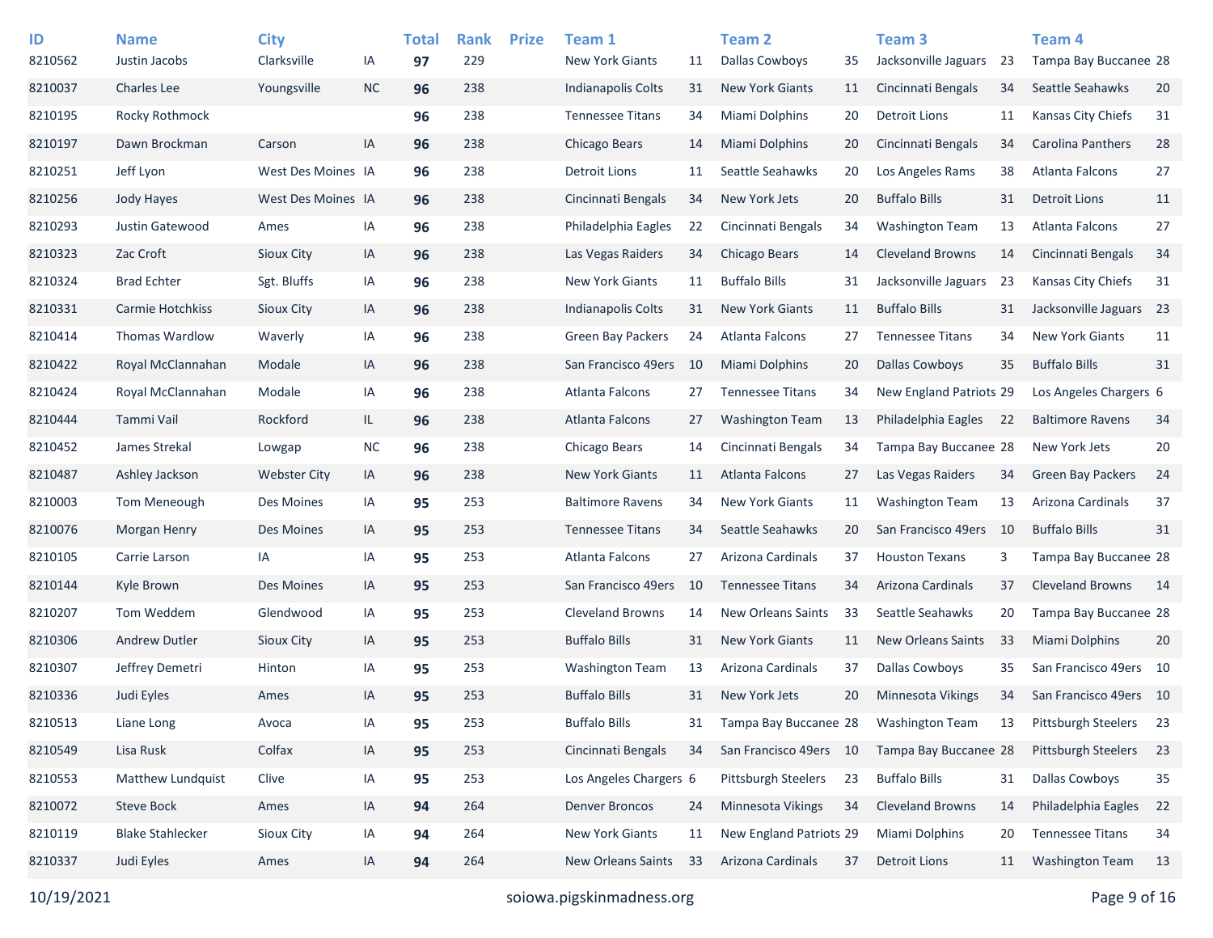| ID | Name | City | | Total | Rank | Prize | Team 1 | | Team 2 | | Team 3 | | Team 4 | |
|---|---|---|---|---|---|---|---|---|---|---|---|---|---|---|
| 8210562 | Justin Jacobs | Clarksville | IA | **97** | 229 | | New York Giants | 11 | Dallas Cowboys | 35 | Jacksonville Jaguars | 23 | Tampa Bay Buccanee | 28 |
| 8210037 | Charles Lee | Youngsville | NC | **96** | 238 | | Indianapolis Colts | 31 | New York Giants | 11 | Cincinnati Bengals | 34 | Seattle Seahawks | 20 |
| 8210195 | Rocky Rothmock | | | **96** | 238 | | Tennessee Titans | 34 | Miami Dolphins | 20 | Detroit Lions | 11 | Kansas City Chiefs | 31 |
| 8210197 | Dawn Brockman | Carson | IA | **96** | 238 | | Chicago Bears | 14 | Miami Dolphins | 20 | Cincinnati Bengals | 34 | Carolina Panthers | 28 |
| 8210251 | Jeff Lyon | West Des Moines | IA | **96** | 238 | | Detroit Lions | 11 | Seattle Seahawks | 20 | Los Angeles Rams | 38 | Atlanta Falcons | 27 |
| 8210256 | Jody Hayes | West Des Moines | IA | **96** | 238 | | Cincinnati Bengals | 34 | New York Jets | 20 | Buffalo Bills | 31 | Detroit Lions | 11 |
| 8210293 | Justin Gatewood | Ames | IA | **96** | 238 | | Philadelphia Eagles | 22 | Cincinnati Bengals | 34 | Washington Team | 13 | Atlanta Falcons | 27 |
| 8210323 | Zac Croft | Sioux City | IA | **96** | 238 | | Las Vegas Raiders | 34 | Chicago Bears | 14 | Cleveland Browns | 14 | Cincinnati Bengals | 34 |
| 8210324 | Brad Echter | Sgt. Bluffs | IA | **96** | 238 | | New York Giants | 11 | Buffalo Bills | 31 | Jacksonville Jaguars | 23 | Kansas City Chiefs | 31 |
| 8210331 | Carmie Hotchkiss | Sioux City | IA | **96** | 238 | | Indianapolis Colts | 31 | New York Giants | 11 | Buffalo Bills | 31 | Jacksonville Jaguars | 23 |
| 8210414 | Thomas Wardlow | Waverly | IA | **96** | 238 | | Green Bay Packers | 24 | Atlanta Falcons | 27 | Tennessee Titans | 34 | New York Giants | 11 |
| 8210422 | Royal McClannahan | Modale | IA | **96** | 238 | | San Francisco 49ers | 10 | Miami Dolphins | 20 | Dallas Cowboys | 35 | Buffalo Bills | 31 |
| 8210424 | Royal McClannahan | Modale | IA | **96** | 238 | | Atlanta Falcons | 27 | Tennessee Titans | 34 | New England Patriots | 29 | Los Angeles Chargers | 6 |
| 8210444 | Tammi Vail | Rockford | IL | **96** | 238 | | Atlanta Falcons | 27 | Washington Team | 13 | Philadelphia Eagles | 22 | Baltimore Ravens | 34 |
| 8210452 | James Strekal | Lowgap | NC | **96** | 238 | | Chicago Bears | 14 | Cincinnati Bengals | 34 | Tampa Bay Buccanee | 28 | New York Jets | 20 |
| 8210487 | Ashley Jackson | Webster City | IA | **96** | 238 | | New York Giants | 11 | Atlanta Falcons | 27 | Las Vegas Raiders | 34 | Green Bay Packers | 24 |
| 8210003 | Tom Meneough | Des Moines | IA | **95** | 253 | | Baltimore Ravens | 34 | New York Giants | 11 | Washington Team | 13 | Arizona Cardinals | 37 |
| 8210076 | Morgan Henry | Des Moines | IA | **95** | 253 | | Tennessee Titans | 34 | Seattle Seahawks | 20 | San Francisco 49ers | 10 | Buffalo Bills | 31 |
| 8210105 | Carrie Larson | IA | IA | **95** | 253 | | Atlanta Falcons | 27 | Arizona Cardinals | 37 | Houston Texans | 3 | Tampa Bay Buccanee | 28 |
| 8210144 | Kyle Brown | Des Moines | IA | **95** | 253 | | San Francisco 49ers | 10 | Tennessee Titans | 34 | Arizona Cardinals | 37 | Cleveland Browns | 14 |
| 8210207 | Tom Weddem | Glendwood | IA | **95** | 253 | | Cleveland Browns | 14 | New Orleans Saints | 33 | Seattle Seahawks | 20 | Tampa Bay Buccanee | 28 |
| 8210306 | Andrew Dutler | Sioux City | IA | **95** | 253 | | Buffalo Bills | 31 | New York Giants | 11 | New Orleans Saints | 33 | Miami Dolphins | 20 |
| 8210307 | Jeffrey Demetri | Hinton | IA | **95** | 253 | | Washington Team | 13 | Arizona Cardinals | 37 | Dallas Cowboys | 35 | San Francisco 49ers | 10 |
| 8210336 | Judi Eyles | Ames | IA | **95** | 253 | | Buffalo Bills | 31 | New York Jets | 20 | Minnesota Vikings | 34 | San Francisco 49ers | 10 |
| 8210513 | Liane Long | Avoca | IA | **95** | 253 | | Buffalo Bills | 31 | Tampa Bay Buccanee | 28 | Washington Team | 13 | Pittsburgh Steelers | 23 |
| 8210549 | Lisa Rusk | Colfax | IA | **95** | 253 | | Cincinnati Bengals | 34 | San Francisco 49ers | 10 | Tampa Bay Buccanee | 28 | Pittsburgh Steelers | 23 |
| 8210553 | Matthew Lundquist | Clive | IA | **95** | 253 | | Los Angeles Chargers | 6 | Pittsburgh Steelers | 23 | Buffalo Bills | 31 | Dallas Cowboys | 35 |
| 8210072 | Steve Bock | Ames | IA | **94** | 264 | | Denver Broncos | 24 | Minnesota Vikings | 34 | Cleveland Browns | 14 | Philadelphia Eagles | 22 |
| 8210119 | Blake Stahlecker | Sioux City | IA | **94** | 264 | | New York Giants | 11 | New England Patriots | 29 | Miami Dolphins | 20 | Tennessee Titans | 34 |
| 8210337 | Judi Eyles | Ames | IA | **94** | 264 | | New Orleans Saints | 33 | Arizona Cardinals | 37 | Detroit Lions | 11 | Washington Team | 13 |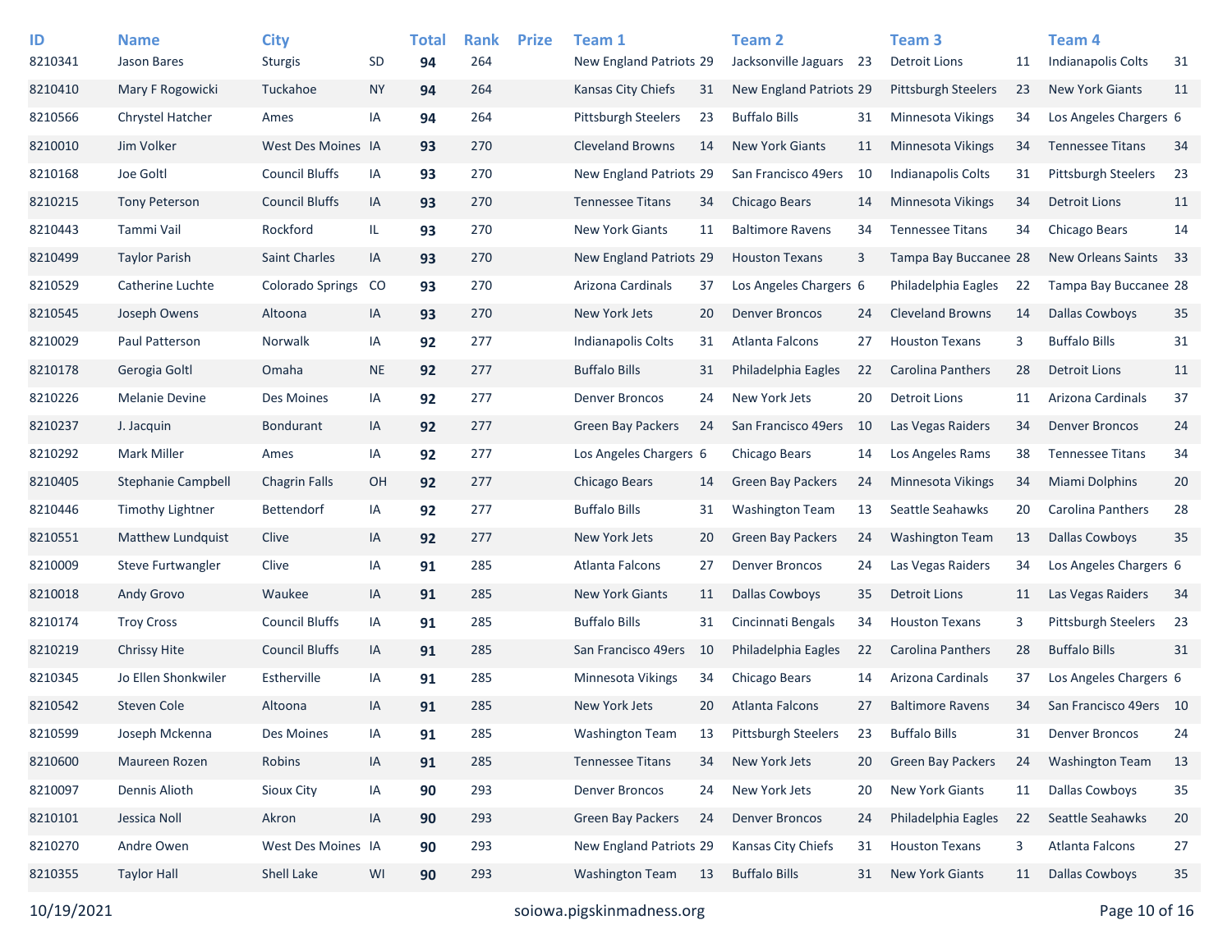| ID | Name | City | | Total | Rank | Prize | Team 1 | | Team 2 | | Team 3 | | Team 4 | |
|---|---|---|---|---|---|---|---|---|---|---|---|---|---|---|
| 8210341 | Jason Bares | Sturgis | SD | **94** | 264 | | New England Patriots | 29 | Jacksonville Jaguars | 23 | Detroit Lions | 11 | Indianapolis Colts | 31 |
| 8210410 | Mary F Rogowicki | Tuckahoe | NY | **94** | 264 | | Kansas City Chiefs | 31 | New England Patriots | 29 | Pittsburgh Steelers | 23 | New York Giants | 11 |
| 8210566 | Chrystel Hatcher | Ames | IA | **94** | 264 | | Pittsburgh Steelers | 23 | Buffalo Bills | 31 | Minnesota Vikings | 34 | Los Angeles Chargers | 6 |
| 8210010 | Jim Volker | West Des Moines | IA | **93** | 270 | | Cleveland Browns | 14 | New York Giants | 11 | Minnesota Vikings | 34 | Tennessee Titans | 34 |
| 8210168 | Joe Goltl | Council Bluffs | IA | **93** | 270 | | New England Patriots | 29 | San Francisco 49ers | 10 | Indianapolis Colts | 31 | Pittsburgh Steelers | 23 |
| 8210215 | Tony Peterson | Council Bluffs | IA | **93** | 270 | | Tennessee Titans | 34 | Chicago Bears | 14 | Minnesota Vikings | 34 | Detroit Lions | 11 |
| 8210443 | Tammi Vail | Rockford | IL | **93** | 270 | | New York Giants | 11 | Baltimore Ravens | 34 | Tennessee Titans | 34 | Chicago Bears | 14 |
| 8210499 | Taylor Parish | Saint Charles | IA | **93** | 270 | | New England Patriots | 29 | Houston Texans | 3 | Tampa Bay Buccanee | 28 | New Orleans Saints | 33 |
| 8210529 | Catherine Luchte | Colorado Springs | CO | **93** | 270 | | Arizona Cardinals | 37 | Los Angeles Chargers | 6 | Philadelphia Eagles | 22 | Tampa Bay Buccanee | 28 |
| 8210545 | Joseph Owens | Altoona | IA | **93** | 270 | | New York Jets | 20 | Denver Broncos | 24 | Cleveland Browns | 14 | Dallas Cowboys | 35 |
| 8210029 | Paul Patterson | Norwalk | IA | **92** | 277 | | Indianapolis Colts | 31 | Atlanta Falcons | 27 | Houston Texans | 3 | Buffalo Bills | 31 |
| 8210178 | Gerogia Goltl | Omaha | NE | **92** | 277 | | Buffalo Bills | 31 | Philadelphia Eagles | 22 | Carolina Panthers | 28 | Detroit Lions | 11 |
| 8210226 | Melanie Devine | Des Moines | IA | **92** | 277 | | Denver Broncos | 24 | New York Jets | 20 | Detroit Lions | 11 | Arizona Cardinals | 37 |
| 8210237 | J. Jacquin | Bondurant | IA | **92** | 277 | | Green Bay Packers | 24 | San Francisco 49ers | 10 | Las Vegas Raiders | 34 | Denver Broncos | 24 |
| 8210292 | Mark Miller | Ames | IA | **92** | 277 | | Los Angeles Chargers | 6 | Chicago Bears | 14 | Los Angeles Rams | 38 | Tennessee Titans | 34 |
| 8210405 | Stephanie Campbell | Chagrin Falls | OH | **92** | 277 | | Chicago Bears | 14 | Green Bay Packers | 24 | Minnesota Vikings | 34 | Miami Dolphins | 20 |
| 8210446 | Timothy Lightner | Bettendorf | IA | **92** | 277 | | Buffalo Bills | 31 | Washington Team | 13 | Seattle Seahawks | 20 | Carolina Panthers | 28 |
| 8210551 | Matthew Lundquist | Clive | IA | **92** | 277 | | New York Jets | 20 | Green Bay Packers | 24 | Washington Team | 13 | Dallas Cowboys | 35 |
| 8210009 | Steve Furtwangler | Clive | IA | **91** | 285 | | Atlanta Falcons | 27 | Denver Broncos | 24 | Las Vegas Raiders | 34 | Los Angeles Chargers | 6 |
| 8210018 | Andy Grovo | Waukee | IA | **91** | 285 | | New York Giants | 11 | Dallas Cowboys | 35 | Detroit Lions | 11 | Las Vegas Raiders | 34 |
| 8210174 | Troy Cross | Council Bluffs | IA | **91** | 285 | | Buffalo Bills | 31 | Cincinnati Bengals | 34 | Houston Texans | 3 | Pittsburgh Steelers | 23 |
| 8210219 | Chrissy Hite | Council Bluffs | IA | **91** | 285 | | San Francisco 49ers | 10 | Philadelphia Eagles | 22 | Carolina Panthers | 28 | Buffalo Bills | 31 |
| 8210345 | Jo Ellen Shonkwiler | Estherville | IA | **91** | 285 | | Minnesota Vikings | 34 | Chicago Bears | 14 | Arizona Cardinals | 37 | Los Angeles Chargers | 6 |
| 8210542 | Steven Cole | Altoona | IA | **91** | 285 | | New York Jets | 20 | Atlanta Falcons | 27 | Baltimore Ravens | 34 | San Francisco 49ers | 10 |
| 8210599 | Joseph Mckenna | Des Moines | IA | **91** | 285 | | Washington Team | 13 | Pittsburgh Steelers | 23 | Buffalo Bills | 31 | Denver Broncos | 24 |
| 8210600 | Maureen Rozen | Robins | IA | **91** | 285 | | Tennessee Titans | 34 | New York Jets | 20 | Green Bay Packers | 24 | Washington Team | 13 |
| 8210097 | Dennis Alioth | Sioux City | IA | **90** | 293 | | Denver Broncos | 24 | New York Jets | 20 | New York Giants | 11 | Dallas Cowboys | 35 |
| 8210101 | Jessica Noll | Akron | IA | **90** | 293 | | Green Bay Packers | 24 | Denver Broncos | 24 | Philadelphia Eagles | 22 | Seattle Seahawks | 20 |
| 8210270 | Andre Owen | West Des Moines | IA | **90** | 293 | | New England Patriots | 29 | Kansas City Chiefs | 31 | Houston Texans | 3 | Atlanta Falcons | 27 |
| 8210355 | Taylor Hall | Shell Lake | WI | **90** | 293 | | Washington Team | 13 | Buffalo Bills | 31 | New York Giants | 11 | Dallas Cowboys | 35 |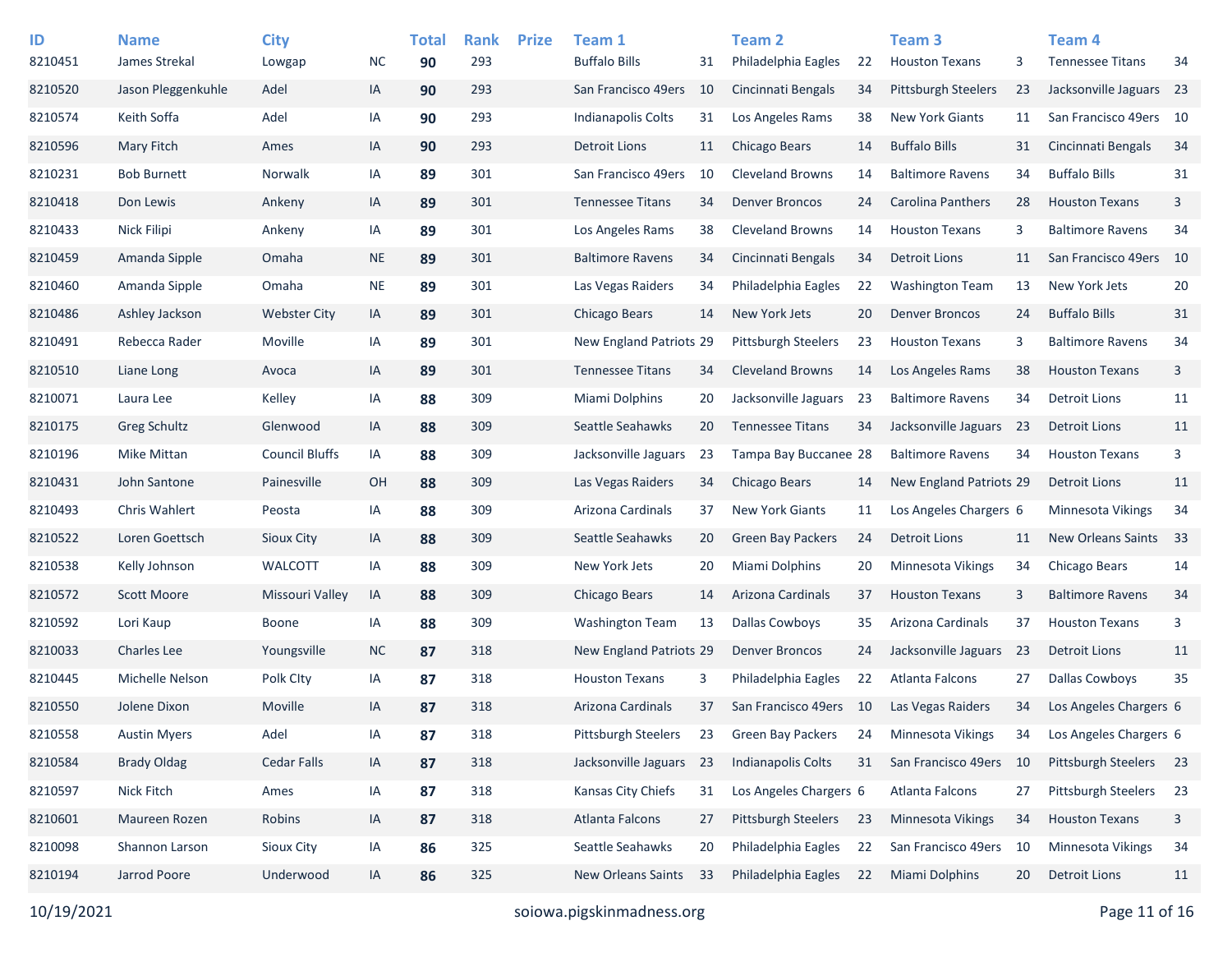| ID | Name | City | | Total | Rank | Prize | Team 1 | | Team 2 | | Team 3 | | Team 4 | |
|---|---|---|---|---|---|---|---|---|---|---|---|---|---|---|
| 8210451 | James Strekal | Lowgap | NC | **90** | 293 | | Buffalo Bills | 31 | Philadelphia Eagles | 22 | Houston Texans | 3 | Tennessee Titans | 34 |
| 8210520 | Jason Pleggenkuhle | Adel | IA | **90** | 293 | | San Francisco 49ers | 10 | Cincinnati Bengals | 34 | Pittsburgh Steelers | 23 | Jacksonville Jaguars | 23 |
| 8210574 | Keith Soffa | Adel | IA | **90** | 293 | | Indianapolis Colts | 31 | Los Angeles Rams | 38 | New York Giants | 11 | San Francisco 49ers | 10 |
| 8210596 | Mary Fitch | Ames | IA | **90** | 293 | | Detroit Lions | 11 | Chicago Bears | 14 | Buffalo Bills | 31 | Cincinnati Bengals | 34 |
| 8210231 | Bob Burnett | Norwalk | IA | **89** | 301 | | San Francisco 49ers | 10 | Cleveland Browns | 14 | Baltimore Ravens | 34 | Buffalo Bills | 31 |
| 8210418 | Don Lewis | Ankeny | IA | **89** | 301 | | Tennessee Titans | 34 | Denver Broncos | 24 | Carolina Panthers | 28 | Houston Texans | 3 |
| 8210433 | Nick Filipi | Ankeny | IA | **89** | 301 | | Los Angeles Rams | 38 | Cleveland Browns | 14 | Houston Texans | 3 | Baltimore Ravens | 34 |
| 8210459 | Amanda Sipple | Omaha | NE | **89** | 301 | | Baltimore Ravens | 34 | Cincinnati Bengals | 34 | Detroit Lions | 11 | San Francisco 49ers | 10 |
| 8210460 | Amanda Sipple | Omaha | NE | **89** | 301 | | Las Vegas Raiders | 34 | Philadelphia Eagles | 22 | Washington Team | 13 | New York Jets | 20 |
| 8210486 | Ashley Jackson | Webster City | IA | **89** | 301 | | Chicago Bears | 14 | New York Jets | 20 | Denver Broncos | 24 | Buffalo Bills | 31 |
| 8210491 | Rebecca Rader | Moville | IA | **89** | 301 | | New England Patriots | 29 | Pittsburgh Steelers | 23 | Houston Texans | 3 | Baltimore Ravens | 34 |
| 8210510 | Liane Long | Avoca | IA | **89** | 301 | | Tennessee Titans | 34 | Cleveland Browns | 14 | Los Angeles Rams | 38 | Houston Texans | 3 |
| 8210071 | Laura Lee | Kelley | IA | **88** | 309 | | Miami Dolphins | 20 | Jacksonville Jaguars | 23 | Baltimore Ravens | 34 | Detroit Lions | 11 |
| 8210175 | Greg Schultz | Glenwood | IA | **88** | 309 | | Seattle Seahawks | 20 | Tennessee Titans | 34 | Jacksonville Jaguars | 23 | Detroit Lions | 11 |
| 8210196 | Mike Mittan | Council Bluffs | IA | **88** | 309 | | Jacksonville Jaguars | 23 | Tampa Bay Buccanee | 28 | Baltimore Ravens | 34 | Houston Texans | 3 |
| 8210431 | John Santone | Painesville | OH | **88** | 309 | | Las Vegas Raiders | 34 | Chicago Bears | 14 | New England Patriots | 29 | Detroit Lions | 11 |
| 8210493 | Chris Wahlert | Peosta | IA | **88** | 309 | | Arizona Cardinals | 37 | New York Giants | 11 | Los Angeles Chargers | 6 | Minnesota Vikings | 34 |
| 8210522 | Loren Goettsch | Sioux City | IA | **88** | 309 | | Seattle Seahawks | 20 | Green Bay Packers | 24 | Detroit Lions | 11 | New Orleans Saints | 33 |
| 8210538 | Kelly Johnson | WALCOTT | IA | **88** | 309 | | New York Jets | 20 | Miami Dolphins | 20 | Minnesota Vikings | 34 | Chicago Bears | 14 |
| 8210572 | Scott Moore | Missouri Valley | IA | **88** | 309 | | Chicago Bears | 14 | Arizona Cardinals | 37 | Houston Texans | 3 | Baltimore Ravens | 34 |
| 8210592 | Lori Kaup | Boone | IA | **88** | 309 | | Washington Team | 13 | Dallas Cowboys | 35 | Arizona Cardinals | 37 | Houston Texans | 3 |
| 8210033 | Charles Lee | Youngsville | NC | **87** | 318 | | New England Patriots | 29 | Denver Broncos | 24 | Jacksonville Jaguars | 23 | Detroit Lions | 11 |
| 8210445 | Michelle Nelson | Polk CIty | IA | **87** | 318 | | Houston Texans | 3 | Philadelphia Eagles | 22 | Atlanta Falcons | 27 | Dallas Cowboys | 35 |
| 8210550 | Jolene Dixon | Moville | IA | **87** | 318 | | Arizona Cardinals | 37 | San Francisco 49ers | 10 | Las Vegas Raiders | 34 | Los Angeles Chargers | 6 |
| 8210558 | Austin Myers | Adel | IA | **87** | 318 | | Pittsburgh Steelers | 23 | Green Bay Packers | 24 | Minnesota Vikings | 34 | Los Angeles Chargers | 6 |
| 8210584 | Brady Oldag | Cedar Falls | IA | **87** | 318 | | Jacksonville Jaguars | 23 | Indianapolis Colts | 31 | San Francisco 49ers | 10 | Pittsburgh Steelers | 23 |
| 8210597 | Nick Fitch | Ames | IA | **87** | 318 | | Kansas City Chiefs | 31 | Los Angeles Chargers | 6 | Atlanta Falcons | 27 | Pittsburgh Steelers | 23 |
| 8210601 | Maureen Rozen | Robins | IA | **87** | 318 | | Atlanta Falcons | 27 | Pittsburgh Steelers | 23 | Minnesota Vikings | 34 | Houston Texans | 3 |
| 8210098 | Shannon Larson | Sioux City | IA | **86** | 325 | | Seattle Seahawks | 20 | Philadelphia Eagles | 22 | San Francisco 49ers | 10 | Minnesota Vikings | 34 |
| 8210194 | Jarrod Poore | Underwood | IA | **86** | 325 | | New Orleans Saints | 33 | Philadelphia Eagles | 22 | Miami Dolphins | 20 | Detroit Lions | 11 |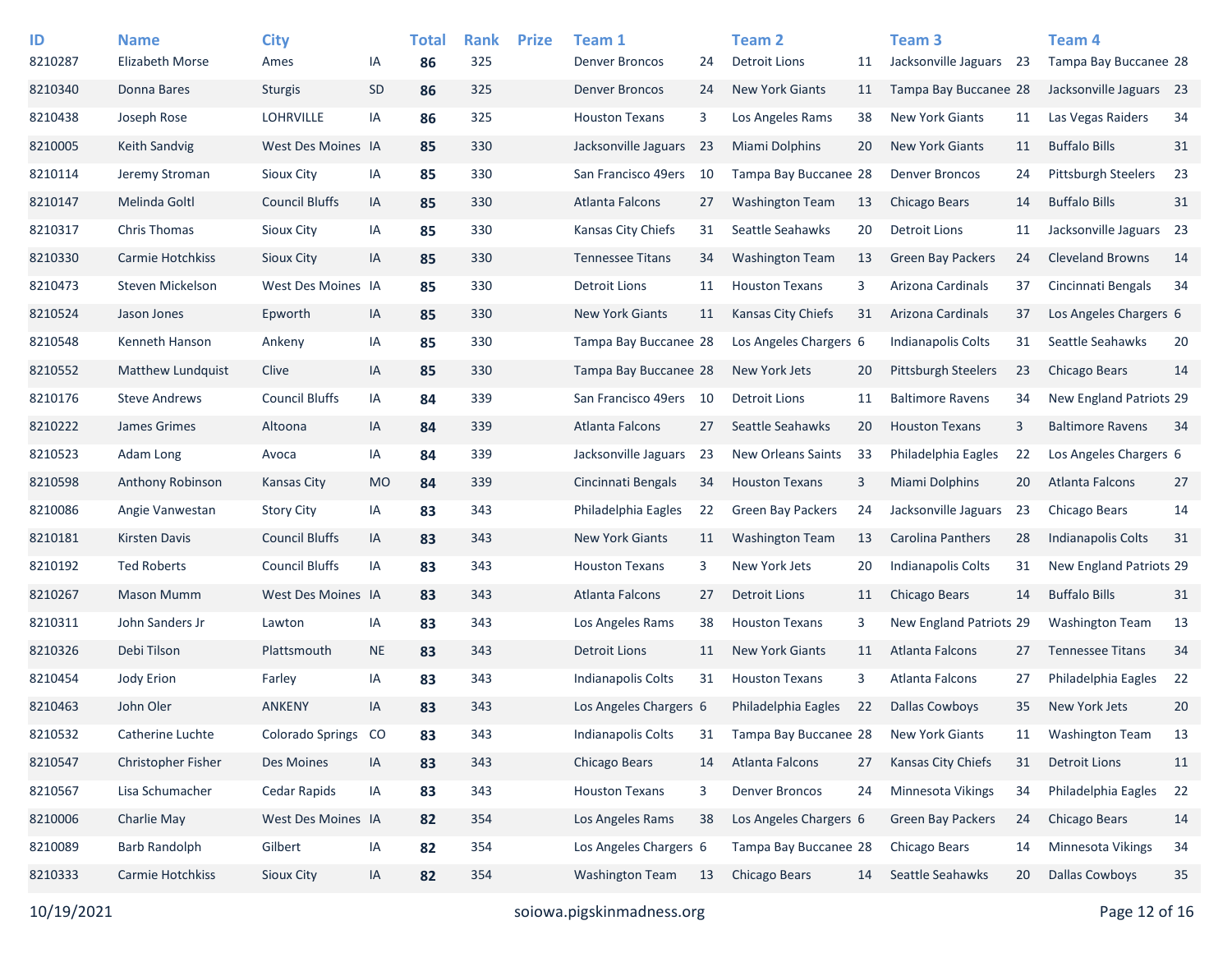| ID | Name | City | | Total | Rank | Prize | Team 1 | | Team 2 | | Team 3 | | Team 4 | |
|---|---|---|---|---|---|---|---|---|---|---|---|---|---|---|
| 8210287 | Elizabeth Morse | Ames | IA | **86** | 325 | | Denver Broncos | 24 | Detroit Lions | 11 | Jacksonville Jaguars | 23 | Tampa Bay Buccanee | 28 |
| 8210340 | Donna Bares | Sturgis | SD | **86** | 325 | | Denver Broncos | 24 | New York Giants | 11 | Tampa Bay Buccanee | 28 | Jacksonville Jaguars | 23 |
| 8210438 | Joseph Rose | LOHRVILLE | IA | **86** | 325 | | Houston Texans | 3 | Los Angeles Rams | 38 | New York Giants | 11 | Las Vegas Raiders | 34 |
| 8210005 | Keith Sandvig | West Des Moines | IA | **85** | 330 | | Jacksonville Jaguars | 23 | Miami Dolphins | 20 | New York Giants | 11 | Buffalo Bills | 31 |
| 8210114 | Jeremy Stroman | Sioux City | IA | **85** | 330 | | San Francisco 49ers | 10 | Tampa Bay Buccanee | 28 | Denver Broncos | 24 | Pittsburgh Steelers | 23 |
| 8210147 | Melinda Goltl | Council Bluffs | IA | **85** | 330 | | Atlanta Falcons | 27 | Washington Team | 13 | Chicago Bears | 14 | Buffalo Bills | 31 |
| 8210317 | Chris Thomas | Sioux City | IA | **85** | 330 | | Kansas City Chiefs | 31 | Seattle Seahawks | 20 | Detroit Lions | 11 | Jacksonville Jaguars | 23 |
| 8210330 | Carmie Hotchkiss | Sioux City | IA | **85** | 330 | | Tennessee Titans | 34 | Washington Team | 13 | Green Bay Packers | 24 | Cleveland Browns | 14 |
| 8210473 | Steven Mickelson | West Des Moines | IA | **85** | 330 | | Detroit Lions | 11 | Houston Texans | 3 | Arizona Cardinals | 37 | Cincinnati Bengals | 34 |
| 8210524 | Jason Jones | Epworth | IA | **85** | 330 | | New York Giants | 11 | Kansas City Chiefs | 31 | Arizona Cardinals | 37 | Los Angeles Chargers | 6 |
| 8210548 | Kenneth Hanson | Ankeny | IA | **85** | 330 | | Tampa Bay Buccanee | 28 | Los Angeles Chargers | 6 | Indianapolis Colts | 31 | Seattle Seahawks | 20 |
| 8210552 | Matthew Lundquist | Clive | IA | **85** | 330 | | Tampa Bay Buccanee | 28 | New York Jets | 20 | Pittsburgh Steelers | 23 | Chicago Bears | 14 |
| 8210176 | Steve Andrews | Council Bluffs | IA | **84** | 339 | | San Francisco 49ers | 10 | Detroit Lions | 11 | Baltimore Ravens | 34 | New England Patriots | 29 |
| 8210222 | James Grimes | Altoona | IA | **84** | 339 | | Atlanta Falcons | 27 | Seattle Seahawks | 20 | Houston Texans | 3 | Baltimore Ravens | 34 |
| 8210523 | Adam Long | Avoca | IA | **84** | 339 | | Jacksonville Jaguars | 23 | New Orleans Saints | 33 | Philadelphia Eagles | 22 | Los Angeles Chargers | 6 |
| 8210598 | Anthony Robinson | Kansas City | MO | **84** | 339 | | Cincinnati Bengals | 34 | Houston Texans | 3 | Miami Dolphins | 20 | Atlanta Falcons | 27 |
| 8210086 | Angie Vanwestan | Story City | IA | **83** | 343 | | Philadelphia Eagles | 22 | Green Bay Packers | 24 | Jacksonville Jaguars | 23 | Chicago Bears | 14 |
| 8210181 | Kirsten Davis | Council Bluffs | IA | **83** | 343 | | New York Giants | 11 | Washington Team | 13 | Carolina Panthers | 28 | Indianapolis Colts | 31 |
| 8210192 | Ted Roberts | Council Bluffs | IA | **83** | 343 | | Houston Texans | 3 | New York Jets | 20 | Indianapolis Colts | 31 | New England Patriots | 29 |
| 8210267 | Mason Mumm | West Des Moines | IA | **83** | 343 | | Atlanta Falcons | 27 | Detroit Lions | 11 | Chicago Bears | 14 | Buffalo Bills | 31 |
| 8210311 | John Sanders Jr | Lawton | IA | **83** | 343 | | Los Angeles Rams | 38 | Houston Texans | 3 | New England Patriots | 29 | Washington Team | 13 |
| 8210326 | Debi Tilson | Plattsmouth | NE | **83** | 343 | | Detroit Lions | 11 | New York Giants | 11 | Atlanta Falcons | 27 | Tennessee Titans | 34 |
| 8210454 | Jody Erion | Farley | IA | **83** | 343 | | Indianapolis Colts | 31 | Houston Texans | 3 | Atlanta Falcons | 27 | Philadelphia Eagles | 22 |
| 8210463 | John Oler | ANKENY | IA | **83** | 343 | | Los Angeles Chargers | 6 | Philadelphia Eagles | 22 | Dallas Cowboys | 35 | New York Jets | 20 |
| 8210532 | Catherine Luchte | Colorado Springs | CO | **83** | 343 | | Indianapolis Colts | 31 | Tampa Bay Buccanee | 28 | New York Giants | 11 | Washington Team | 13 |
| 8210547 | Christopher Fisher | Des Moines | IA | **83** | 343 | | Chicago Bears | 14 | Atlanta Falcons | 27 | Kansas City Chiefs | 31 | Detroit Lions | 11 |
| 8210567 | Lisa Schumacher | Cedar Rapids | IA | **83** | 343 | | Houston Texans | 3 | Denver Broncos | 24 | Minnesota Vikings | 34 | Philadelphia Eagles | 22 |
| 8210006 | Charlie May | West Des Moines | IA | **82** | 354 | | Los Angeles Rams | 38 | Los Angeles Chargers | 6 | Green Bay Packers | 24 | Chicago Bears | 14 |
| 8210089 | Barb Randolph | Gilbert | IA | **82** | 354 | | Los Angeles Chargers | 6 | Tampa Bay Buccanee | 28 | Chicago Bears | 14 | Minnesota Vikings | 34 |
| 8210333 | Carmie Hotchkiss | Sioux City | IA | **82** | 354 | | Washington Team | 13 | Chicago Bears | 14 | Seattle Seahawks | 20 | Dallas Cowboys | 35 |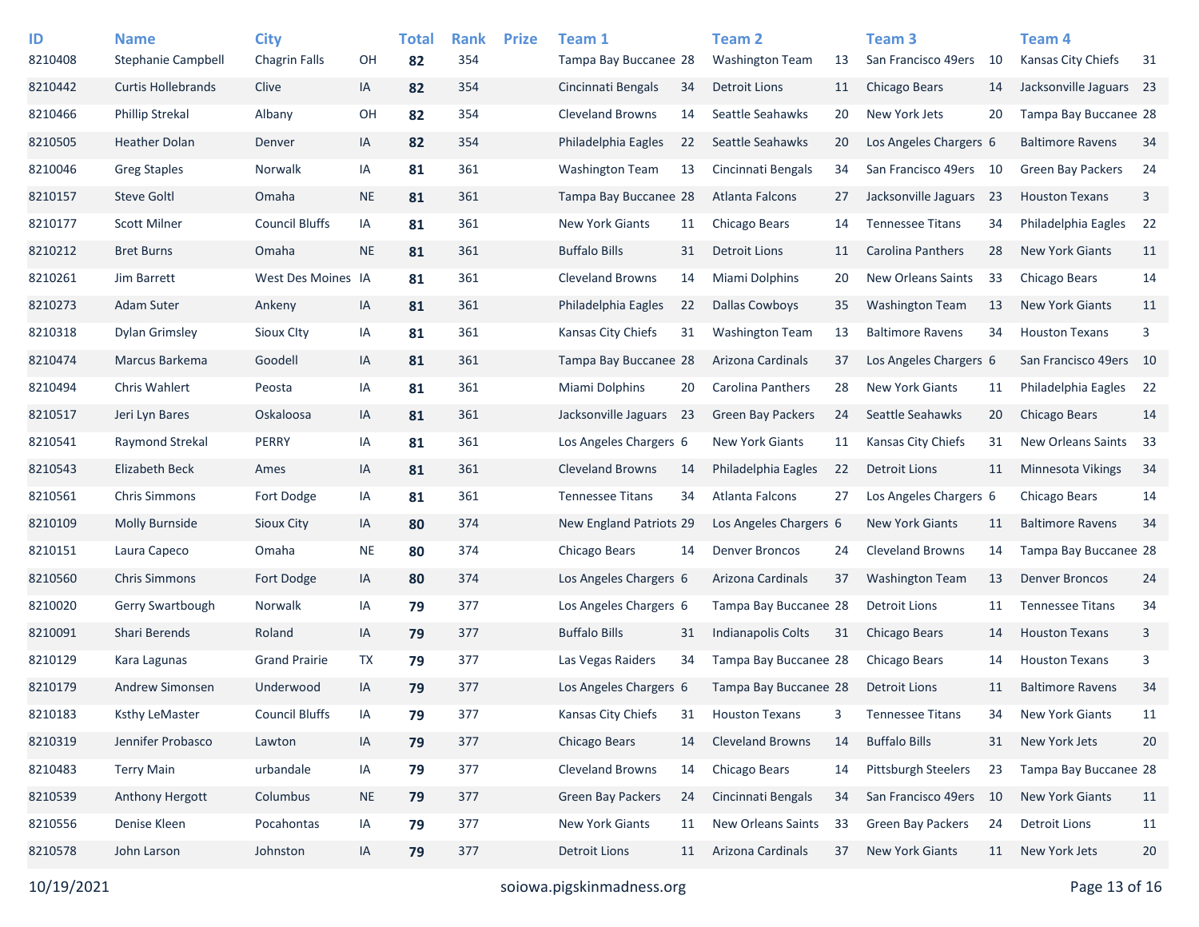| ID | Name | City | | Total | Rank | Prize | Team 1 | | Team 2 | | Team 3 | | Team 4 | |
|---|---|---|---|---|---|---|---|---|---|---|---|---|---|---|
| 8210408 | Stephanie Campbell | Chagrin Falls | OH | **82** | 354 | | Tampa Bay Buccanee | 28 | Washington Team | 13 | San Francisco 49ers | 10 | Kansas City Chiefs | 31 |
| 8210442 | Curtis Hollebrands | Clive | IA | **82** | 354 | | Cincinnati Bengals | 34 | Detroit Lions | 11 | Chicago Bears | 14 | Jacksonville Jaguars | 23 |
| 8210466 | Phillip Strekal | Albany | OH | **82** | 354 | | Cleveland Browns | 14 | Seattle Seahawks | 20 | New York Jets | 20 | Tampa Bay Buccanee | 28 |
| 8210505 | Heather Dolan | Denver | IA | **82** | 354 | | Philadelphia Eagles | 22 | Seattle Seahawks | 20 | Los Angeles Chargers | 6 | Baltimore Ravens | 34 |
| 8210046 | Greg Staples | Norwalk | IA | **81** | 361 | | Washington Team | 13 | Cincinnati Bengals | 34 | San Francisco 49ers | 10 | Green Bay Packers | 24 |
| 8210157 | Steve Goltl | Omaha | NE | **81** | 361 | | Tampa Bay Buccanee | 28 | Atlanta Falcons | 27 | Jacksonville Jaguars | 23 | Houston Texans | 3 |
| 8210177 | Scott Milner | Council Bluffs | IA | **81** | 361 | | New York Giants | 11 | Chicago Bears | 14 | Tennessee Titans | 34 | Philadelphia Eagles | 22 |
| 8210212 | Bret Burns | Omaha | NE | **81** | 361 | | Buffalo Bills | 31 | Detroit Lions | 11 | Carolina Panthers | 28 | New York Giants | 11 |
| 8210261 | Jim Barrett | West Des Moines | IA | **81** | 361 | | Cleveland Browns | 14 | Miami Dolphins | 20 | New Orleans Saints | 33 | Chicago Bears | 14 |
| 8210273 | Adam Suter | Ankeny | IA | **81** | 361 | | Philadelphia Eagles | 22 | Dallas Cowboys | 35 | Washington Team | 13 | New York Giants | 11 |
| 8210318 | Dylan Grimsley | Sioux CIty | IA | **81** | 361 | | Kansas City Chiefs | 31 | Washington Team | 13 | Baltimore Ravens | 34 | Houston Texans | 3 |
| 8210474 | Marcus Barkema | Goodell | IA | **81** | 361 | | Tampa Bay Buccanee | 28 | Arizona Cardinals | 37 | Los Angeles Chargers | 6 | San Francisco 49ers | 10 |
| 8210494 | Chris Wahlert | Peosta | IA | **81** | 361 | | Miami Dolphins | 20 | Carolina Panthers | 28 | New York Giants | 11 | Philadelphia Eagles | 22 |
| 8210517 | Jeri Lyn Bares | Oskaloosa | IA | **81** | 361 | | Jacksonville Jaguars | 23 | Green Bay Packers | 24 | Seattle Seahawks | 20 | Chicago Bears | 14 |
| 8210541 | Raymond Strekal | PERRY | IA | **81** | 361 | | Los Angeles Chargers | 6 | New York Giants | 11 | Kansas City Chiefs | 31 | New Orleans Saints | 33 |
| 8210543 | Elizabeth Beck | Ames | IA | **81** | 361 | | Cleveland Browns | 14 | Philadelphia Eagles | 22 | Detroit Lions | 11 | Minnesota Vikings | 34 |
| 8210561 | Chris Simmons | Fort Dodge | IA | **81** | 361 | | Tennessee Titans | 34 | Atlanta Falcons | 27 | Los Angeles Chargers | 6 | Chicago Bears | 14 |
| 8210109 | Molly Burnside | Sioux City | IA | **80** | 374 | | New England Patriots | 29 | Los Angeles Chargers | 6 | New York Giants | 11 | Baltimore Ravens | 34 |
| 8210151 | Laura Capeco | Omaha | NE | **80** | 374 | | Chicago Bears | 14 | Denver Broncos | 24 | Cleveland Browns | 14 | Tampa Bay Buccanee | 28 |
| 8210560 | Chris Simmons | Fort Dodge | IA | **80** | 374 | | Los Angeles Chargers | 6 | Arizona Cardinals | 37 | Washington Team | 13 | Denver Broncos | 24 |
| 8210020 | Gerry Swartbough | Norwalk | IA | **79** | 377 | | Los Angeles Chargers | 6 | Tampa Bay Buccanee | 28 | Detroit Lions | 11 | Tennessee Titans | 34 |
| 8210091 | Shari Berends | Roland | IA | **79** | 377 | | Buffalo Bills | 31 | Indianapolis Colts | 31 | Chicago Bears | 14 | Houston Texans | 3 |
| 8210129 | Kara Lagunas | Grand Prairie | TX | **79** | 377 | | Las Vegas Raiders | 34 | Tampa Bay Buccanee | 28 | Chicago Bears | 14 | Houston Texans | 3 |
| 8210179 | Andrew Simonsen | Underwood | IA | **79** | 377 | | Los Angeles Chargers | 6 | Tampa Bay Buccanee | 28 | Detroit Lions | 11 | Baltimore Ravens | 34 |
| 8210183 | Ksthy LeMaster | Council Bluffs | IA | **79** | 377 | | Kansas City Chiefs | 31 | Houston Texans | 3 | Tennessee Titans | 34 | New York Giants | 11 |
| 8210319 | Jennifer Probasco | Lawton | IA | **79** | 377 | | Chicago Bears | 14 | Cleveland Browns | 14 | Buffalo Bills | 31 | New York Jets | 20 |
| 8210483 | Terry Main | urbandale | IA | **79** | 377 | | Cleveland Browns | 14 | Chicago Bears | 14 | Pittsburgh Steelers | 23 | Tampa Bay Buccanee | 28 |
| 8210539 | Anthony Hergott | Columbus | NE | **79** | 377 | | Green Bay Packers | 24 | Cincinnati Bengals | 34 | San Francisco 49ers | 10 | New York Giants | 11 |
| 8210556 | Denise Kleen | Pocahontas | IA | **79** | 377 | | New York Giants | 11 | New Orleans Saints | 33 | Green Bay Packers | 24 | Detroit Lions | 11 |
| 8210578 | John Larson | Johnston | IA | **79** | 377 | | Detroit Lions | 11 | Arizona Cardinals | 37 | New York Giants | 11 | New York Jets | 20 |

10/19/2021 soiowa.pigskinmadness.org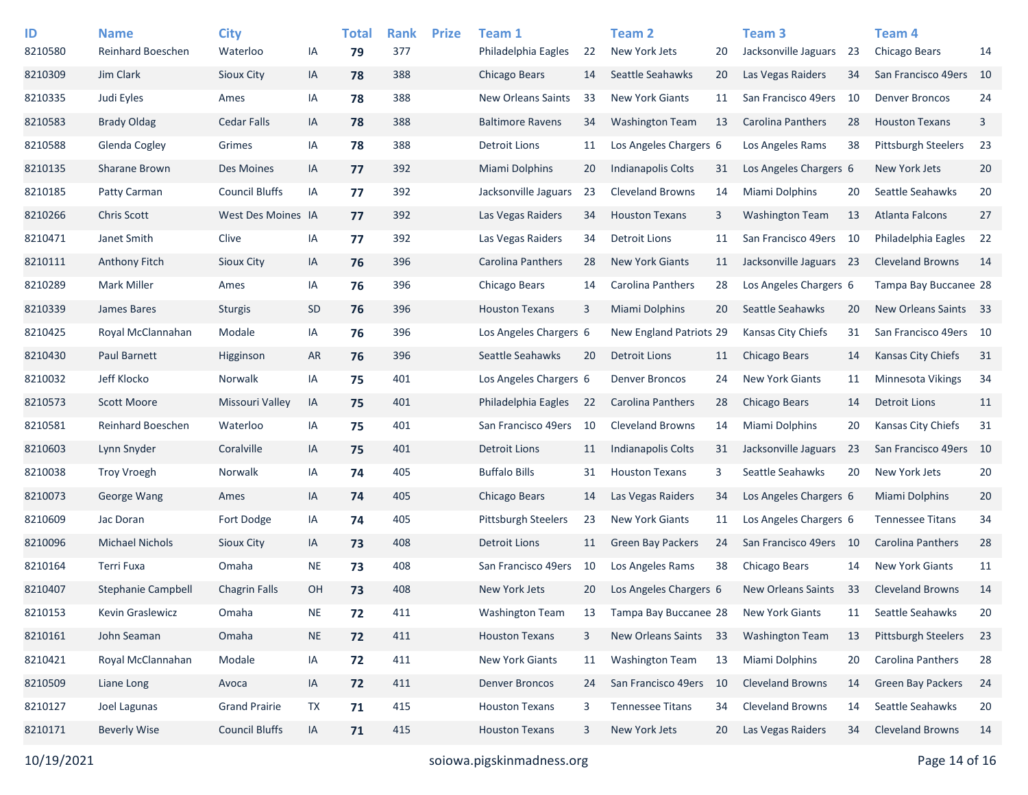| ID | Name | City | | Total | Rank | Prize | Team 1 | | Team 2 | | Team 3 | | Team 4 | |
|---|---|---|---|---|---|---|---|---|---|---|---|---|---|---|
| 8210580 | Reinhard Boeschen | Waterloo | IA | **79** | 377 | | Philadelphia Eagles | 22 | New York Jets | 20 | Jacksonville Jaguars | 23 | Chicago Bears | 14 |
| 8210309 | Jim Clark | Sioux City | IA | **78** | 388 | | Chicago Bears | 14 | Seattle Seahawks | 20 | Las Vegas Raiders | 34 | San Francisco 49ers | 10 |
| 8210335 | Judi Eyles | Ames | IA | **78** | 388 | | New Orleans Saints | 33 | New York Giants | 11 | San Francisco 49ers | 10 | Denver Broncos | 24 |
| 8210583 | Brady Oldag | Cedar Falls | IA | **78** | 388 | | Baltimore Ravens | 34 | Washington Team | 13 | Carolina Panthers | 28 | Houston Texans | 3 |
| 8210588 | Glenda Cogley | Grimes | IA | **78** | 388 | | Detroit Lions | 11 | Los Angeles Chargers | 6 | Los Angeles Rams | 38 | Pittsburgh Steelers | 23 |
| 8210135 | Sharane Brown | Des Moines | IA | **77** | 392 | | Miami Dolphins | 20 | Indianapolis Colts | 31 | Los Angeles Chargers | 6 | New York Jets | 20 |
| 8210185 | Patty Carman | Council Bluffs | IA | **77** | 392 | | Jacksonville Jaguars | 23 | Cleveland Browns | 14 | Miami Dolphins | 20 | Seattle Seahawks | 20 |
| 8210266 | Chris Scott | West Des Moines | IA | **77** | 392 | | Las Vegas Raiders | 34 | Houston Texans | 3 | Washington Team | 13 | Atlanta Falcons | 27 |
| 8210471 | Janet Smith | Clive | IA | **77** | 392 | | Las Vegas Raiders | 34 | Detroit Lions | 11 | San Francisco 49ers | 10 | Philadelphia Eagles | 22 |
| 8210111 | Anthony Fitch | Sioux City | IA | **76** | 396 | | Carolina Panthers | 28 | New York Giants | 11 | Jacksonville Jaguars | 23 | Cleveland Browns | 14 |
| 8210289 | Mark Miller | Ames | IA | **76** | 396 | | Chicago Bears | 14 | Carolina Panthers | 28 | Los Angeles Chargers | 6 | Tampa Bay Buccanee | 28 |
| 8210339 | James Bares | Sturgis | SD | **76** | 396 | | Houston Texans | 3 | Miami Dolphins | 20 | Seattle Seahawks | 20 | New Orleans Saints | 33 |
| 8210425 | Royal McClannahan | Modale | IA | **76** | 396 | | Los Angeles Chargers | 6 | New England Patriots | 29 | Kansas City Chiefs | 31 | San Francisco 49ers | 10 |
| 8210430 | Paul Barnett | Higginson | AR | **76** | 396 | | Seattle Seahawks | 20 | Detroit Lions | 11 | Chicago Bears | 14 | Kansas City Chiefs | 31 |
| 8210032 | Jeff Klocko | Norwalk | IA | **75** | 401 | | Los Angeles Chargers | 6 | Denver Broncos | 24 | New York Giants | 11 | Minnesota Vikings | 34 |
| 8210573 | Scott Moore | Missouri Valley | IA | **75** | 401 | | Philadelphia Eagles | 22 | Carolina Panthers | 28 | Chicago Bears | 14 | Detroit Lions | 11 |
| 8210581 | Reinhard Boeschen | Waterloo | IA | **75** | 401 | | San Francisco 49ers | 10 | Cleveland Browns | 14 | Miami Dolphins | 20 | Kansas City Chiefs | 31 |
| 8210603 | Lynn Snyder | Coralville | IA | **75** | 401 | | Detroit Lions | 11 | Indianapolis Colts | 31 | Jacksonville Jaguars | 23 | San Francisco 49ers | 10 |
| 8210038 | Troy Vroegh | Norwalk | IA | **74** | 405 | | Buffalo Bills | 31 | Houston Texans | 3 | Seattle Seahawks | 20 | New York Jets | 20 |
| 8210073 | George Wang | Ames | IA | **74** | 405 | | Chicago Bears | 14 | Las Vegas Raiders | 34 | Los Angeles Chargers | 6 | Miami Dolphins | 20 |
| 8210609 | Jac Doran | Fort Dodge | IA | **74** | 405 | | Pittsburgh Steelers | 23 | New York Giants | 11 | Los Angeles Chargers | 6 | Tennessee Titans | 34 |
| 8210096 | Michael Nichols | Sioux City | IA | **73** | 408 | | Detroit Lions | 11 | Green Bay Packers | 24 | San Francisco 49ers | 10 | Carolina Panthers | 28 |
| 8210164 | Terri Fuxa | Omaha | NE | **73** | 408 | | San Francisco 49ers | 10 | Los Angeles Rams | 38 | Chicago Bears | 14 | New York Giants | 11 |
| 8210407 | Stephanie Campbell | Chagrin Falls | OH | **73** | 408 | | New York Jets | 20 | Los Angeles Chargers | 6 | New Orleans Saints | 33 | Cleveland Browns | 14 |
| 8210153 | Kevin Graslewicz | Omaha | NE | **72** | 411 | | Washington Team | 13 | Tampa Bay Buccanee | 28 | New York Giants | 11 | Seattle Seahawks | 20 |
| 8210161 | John Seaman | Omaha | NE | **72** | 411 | | Houston Texans | 3 | New Orleans Saints | 33 | Washington Team | 13 | Pittsburgh Steelers | 23 |
| 8210421 | Royal McClannahan | Modale | IA | **72** | 411 | | New York Giants | 11 | Washington Team | 13 | Miami Dolphins | 20 | Carolina Panthers | 28 |
| 8210509 | Liane Long | Avoca | IA | **72** | 411 | | Denver Broncos | 24 | San Francisco 49ers | 10 | Cleveland Browns | 14 | Green Bay Packers | 24 |
| 8210127 | Joel Lagunas | Grand Prairie | TX | **71** | 415 | | Houston Texans | 3 | Tennessee Titans | 34 | Cleveland Browns | 14 | Seattle Seahawks | 20 |
| 8210171 | Beverly Wise | Council Bluffs | IA | **71** | 415 | | Houston Texans | 3 | New York Jets | 20 | Las Vegas Raiders | 34 | Cleveland Browns | 14 |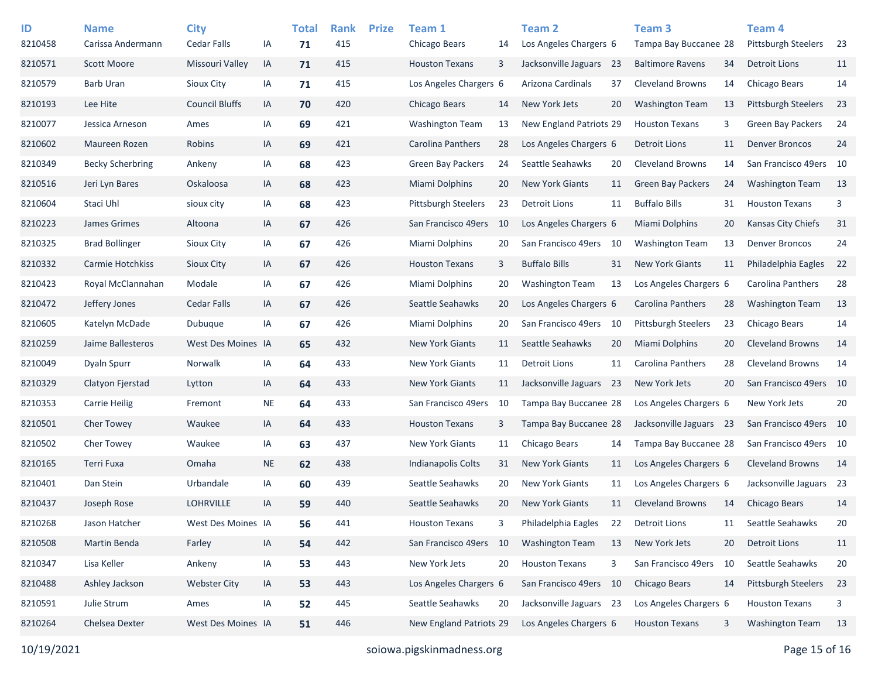| ID | Name | City | | Total | Rank | Prize | Team 1 | | Team 2 | | Team 3 | | Team 4 | |
|---|---|---|---|---|---|---|---|---|---|---|---|---|---|---|
| 8210458 | Carissa Andermann | Cedar Falls | IA | **71** | 415 | | Chicago Bears | 14 | Los Angeles Chargers | 6 | Tampa Bay Buccanee | 28 | Pittsburgh Steelers | 23 |
| 8210571 | Scott Moore | Missouri Valley | IA | **71** | 415 | | Houston Texans | 3 | Jacksonville Jaguars | 23 | Baltimore Ravens | 34 | Detroit Lions | 11 |
| 8210579 | Barb Uran | Sioux City | IA | **71** | 415 | | Los Angeles Chargers | 6 | Arizona Cardinals | 37 | Cleveland Browns | 14 | Chicago Bears | 14 |
| 8210193 | Lee Hite | Council Bluffs | IA | **70** | 420 | | Chicago Bears | 14 | New York Jets | 20 | Washington Team | 13 | Pittsburgh Steelers | 23 |
| 8210077 | Jessica Arneson | Ames | IA | **69** | 421 | | Washington Team | 13 | New England Patriots | 29 | Houston Texans | 3 | Green Bay Packers | 24 |
| 8210602 | Maureen Rozen | Robins | IA | **69** | 421 | | Carolina Panthers | 28 | Los Angeles Chargers | 6 | Detroit Lions | 11 | Denver Broncos | 24 |
| 8210349 | Becky Scherbring | Ankeny | IA | **68** | 423 | | Green Bay Packers | 24 | Seattle Seahawks | 20 | Cleveland Browns | 14 | San Francisco 49ers | 10 |
| 8210516 | Jeri Lyn Bares | Oskaloosa | IA | **68** | 423 | | Miami Dolphins | 20 | New York Giants | 11 | Green Bay Packers | 24 | Washington Team | 13 |
| 8210604 | Staci Uhl | sioux city | IA | **68** | 423 | | Pittsburgh Steelers | 23 | Detroit Lions | 11 | Buffalo Bills | 31 | Houston Texans | 3 |
| 8210223 | James Grimes | Altoona | IA | **67** | 426 | | San Francisco 49ers | 10 | Los Angeles Chargers | 6 | Miami Dolphins | 20 | Kansas City Chiefs | 31 |
| 8210325 | Brad Bollinger | Sioux City | IA | **67** | 426 | | Miami Dolphins | 20 | San Francisco 49ers | 10 | Washington Team | 13 | Denver Broncos | 24 |
| 8210332 | Carmie Hotchkiss | Sioux City | IA | **67** | 426 | | Houston Texans | 3 | Buffalo Bills | 31 | New York Giants | 11 | Philadelphia Eagles | 22 |
| 8210423 | Royal McClannahan | Modale | IA | **67** | 426 | | Miami Dolphins | 20 | Washington Team | 13 | Los Angeles Chargers | 6 | Carolina Panthers | 28 |
| 8210472 | Jeffery Jones | Cedar Falls | IA | **67** | 426 | | Seattle Seahawks | 20 | Los Angeles Chargers | 6 | Carolina Panthers | 28 | Washington Team | 13 |
| 8210605 | Katelyn McDade | Dubuque | IA | **67** | 426 | | Miami Dolphins | 20 | San Francisco 49ers | 10 | Pittsburgh Steelers | 23 | Chicago Bears | 14 |
| 8210259 | Jaime Ballesteros | West Des Moines | IA | **65** | 432 | | New York Giants | 11 | Seattle Seahawks | 20 | Miami Dolphins | 20 | Cleveland Browns | 14 |
| 8210049 | Dyaln Spurr | Norwalk | IA | **64** | 433 | | New York Giants | 11 | Detroit Lions | 11 | Carolina Panthers | 28 | Cleveland Browns | 14 |
| 8210329 | Clatyon Fjerstad | Lytton | IA | **64** | 433 | | New York Giants | 11 | Jacksonville Jaguars | 23 | New York Jets | 20 | San Francisco 49ers | 10 |
| 8210353 | Carrie Heilig | Fremont | NE | **64** | 433 | | San Francisco 49ers | 10 | Tampa Bay Buccanee | 28 | Los Angeles Chargers | 6 | New York Jets | 20 |
| 8210501 | Cher Towey | Waukee | IA | **64** | 433 | | Houston Texans | 3 | Tampa Bay Buccanee | 28 | Jacksonville Jaguars | 23 | San Francisco 49ers | 10 |
| 8210502 | Cher Towey | Waukee | IA | **63** | 437 | | New York Giants | 11 | Chicago Bears | 14 | Tampa Bay Buccanee | 28 | San Francisco 49ers | 10 |
| 8210165 | Terri Fuxa | Omaha | NE | **62** | 438 | | Indianapolis Colts | 31 | New York Giants | 11 | Los Angeles Chargers | 6 | Cleveland Browns | 14 |
| 8210401 | Dan Stein | Urbandale | IA | **60** | 439 | | Seattle Seahawks | 20 | New York Giants | 11 | Los Angeles Chargers | 6 | Jacksonville Jaguars | 23 |
| 8210437 | Joseph Rose | LOHRVILLE | IA | **59** | 440 | | Seattle Seahawks | 20 | New York Giants | 11 | Cleveland Browns | 14 | Chicago Bears | 14 |
| 8210268 | Jason Hatcher | West Des Moines | IA | **56** | 441 | | Houston Texans | 3 | Philadelphia Eagles | 22 | Detroit Lions | 11 | Seattle Seahawks | 20 |
| 8210508 | Martin Benda | Farley | IA | **54** | 442 | | San Francisco 49ers | 10 | Washington Team | 13 | New York Jets | 20 | Detroit Lions | 11 |
| 8210347 | Lisa Keller | Ankeny | IA | **53** | 443 | | New York Jets | 20 | Houston Texans | 3 | San Francisco 49ers | 10 | Seattle Seahawks | 20 |
| 8210488 | Ashley Jackson | Webster City | IA | **53** | 443 | | Los Angeles Chargers | 6 | San Francisco 49ers | 10 | Chicago Bears | 14 | Pittsburgh Steelers | 23 |
| 8210591 | Julie Strum | Ames | IA | **52** | 445 | | Seattle Seahawks | 20 | Jacksonville Jaguars | 23 | Los Angeles Chargers | 6 | Houston Texans | 3 |
| 8210264 | Chelsea Dexter | West Des Moines | IA | **51** | 446 | | New England Patriots | 29 | Los Angeles Chargers | 6 | Houston Texans | 3 | Washington Team | 13 |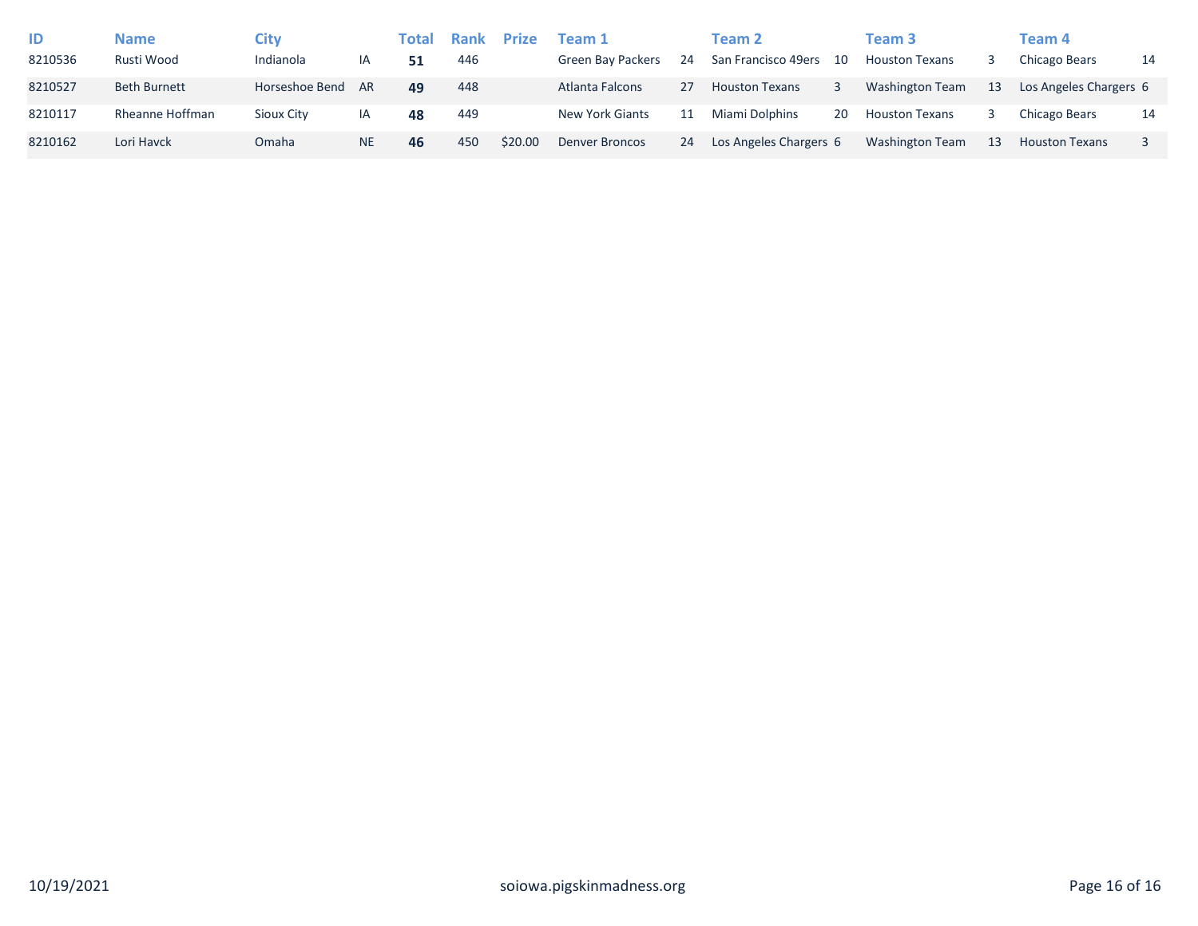| ID | Name | City | | Total | Rank | Prize | Team 1 | | Team 2 | | Team 3 | | Team 4 | |
|---|---|---|---|---|---|---|---|---|---|---|---|---|---|---|
| 8210536 | Rusti Wood | Indianola | IA | **51** | 446 | | Green Bay Packers | 24 | San Francisco 49ers | 10 | Houston Texans | 3 | Chicago Bears | 14 |
| 8210527 | Beth Burnett | Horseshoe Bend | AR | **49** | 448 | | Atlanta Falcons | 27 | Houston Texans | 3 | Washington Team | 13 | Los Angeles Chargers | 6 |
| 8210117 | Rheanne Hoffman | Sioux City | IA | **48** | 449 | | New York Giants | 11 | Miami Dolphins | 20 | Houston Texans | 3 | Chicago Bears | 14 |
| 8210162 | Lori Havck | Omaha | NE | **46** | 450 | $20.00 | Denver Broncos | 24 | Los Angeles Chargers | 6 | Washington Team | 13 | Houston Texans | 3 |

10/19/2021

soiowa.pigskinmadness.org